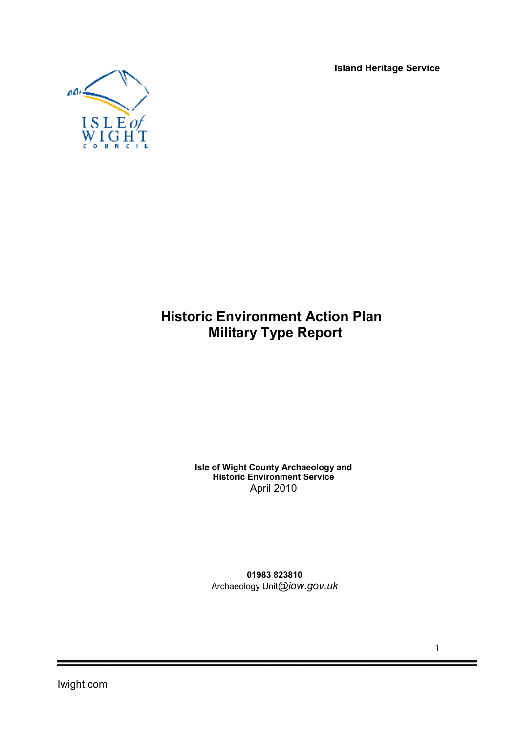**Island Heritage Service**

# Historic Environment Action Plan
# Military Type Report

**Isle of Wight County Archaeology and Historic Environment Service**
April 2010

**01983 823810**
Archaeology Unit@iow.gov.uk

Iwight.com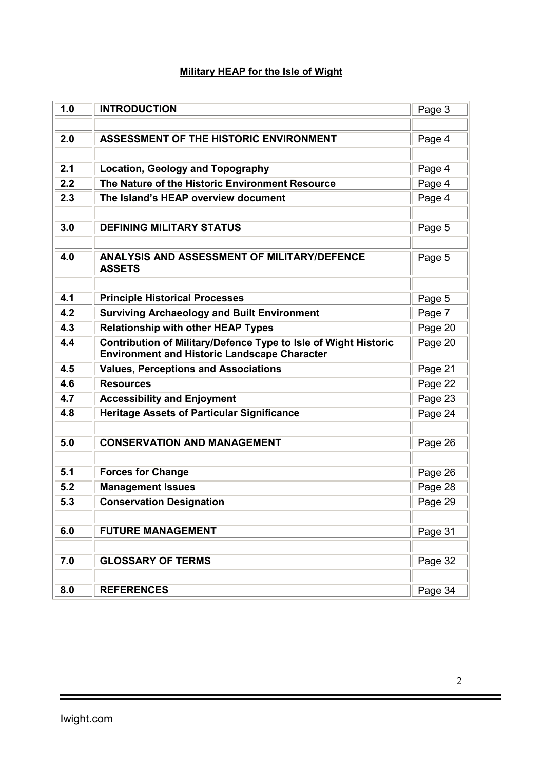**Military HEAP for the Isle of Wight**

| | | |
|---|---|---|
| **1.0** | **INTRODUCTION** | Page 3 |
| | | |
| **2.0** | **ASSESSMENT OF THE HISTORIC ENVIRONMENT** | Page 4 |
| | | |
| **2.1** | **Location, Geology and Topography** | Page 4 |
| **2.2** | **The Nature of the Historic Environment Resource** | Page 4 |
| **2.3** | **The Island's HEAP overview document** | Page 4 |
| | | |
| **3.0** | **DEFINING MILITARY STATUS** | Page 5 |
| | | |
| **4.0** | **ANALYSIS AND ASSESSMENT OF MILITARY/DEFENCE ASSETS** | Page 5 |
| | | |
| **4.1** | **Principle Historical Processes** | Page 5 |
| **4.2** | **Surviving Archaeology and Built Environment** | Page 7 |
| **4.3** | **Relationship with other HEAP Types** | Page 20 |
| **4.4** | **Contribution of Military/Defence Type to Isle of Wight Historic Environment and Historic Landscape Character** | Page 20 |
| **4.5** | **Values, Perceptions and Associations** | Page 21 |
| **4.6** | **Resources** | Page 22 |
| **4.7** | **Accessibility and Enjoyment** | Page 23 |
| **4.8** | **Heritage Assets of Particular Significance** | Page 24 |
| | | |
| **5.0** | **CONSERVATION AND MANAGEMENT** | Page 26 |
| | | |
| **5.1** | **Forces for Change** | Page 26 |
| **5.2** | **Management Issues** | Page 28 |
| **5.3** | **Conservation Designation** | Page 29 |
| | | |
| **6.0** | **FUTURE MANAGEMENT** | Page 31 |
| | | |
| **7.0** | **GLOSSARY OF TERMS** | Page 32 |
| | | |
| **8.0** | **REFERENCES** | Page 34 |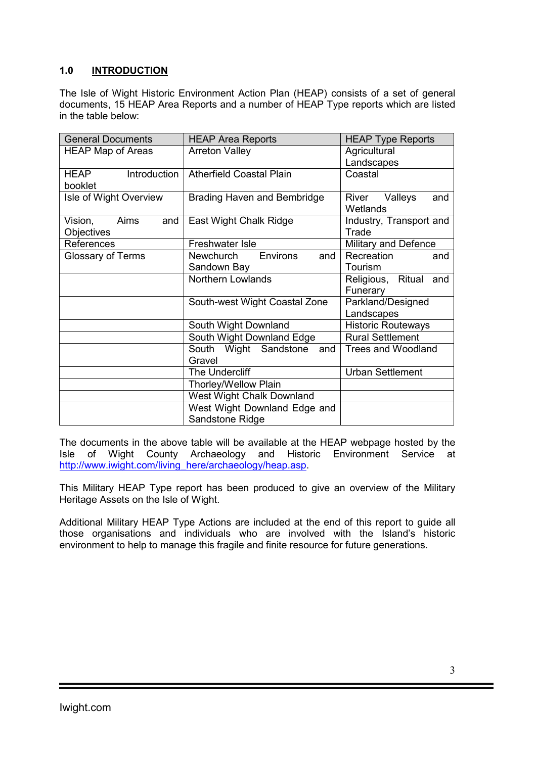## 1.0 INTRODUCTION

The Isle of Wight Historic Environment Action Plan (HEAP) consists of a set of general documents, 15 HEAP Area Reports and a number of HEAP Type reports which are listed in the table below:

| General Documents | HEAP Area Reports | HEAP Type Reports |
|---|---|---|
| HEAP Map of Areas | Arreton Valley | Agricultural Landscapes |
| HEAP Introduction booklet | Atherfield Coastal Plain | Coastal |
| Isle of Wight Overview | Brading Haven and Bembridge | River Valleys and Wetlands |
| Vision, Aims and Objectives | East Wight Chalk Ridge | Industry, Transport and Trade |
| References | Freshwater Isle | Military and Defence |
| Glossary of Terms | Newchurch Environs and Sandown Bay | Recreation and Tourism |
| | Northern Lowlands | Religious, Ritual and Funerary |
| | South-west Wight Coastal Zone | Parkland/Designed Landscapes |
| | South Wight Downland | Historic Routeways |
| | South Wight Downland Edge | Rural Settlement |
| | South Wight Sandstone and Gravel | Trees and Woodland |
| | The Undercliff | Urban Settlement |
| | Thorley/Wellow Plain | |
| | West Wight Chalk Downland | |
| | West Wight Downland Edge and Sandstone Ridge | |

The documents in the above table will be available at the HEAP webpage hosted by the Isle of Wight County Archaeology and Historic Environment Service at http://www.iwight.com/living_here/archaeology/heap.asp.

This Military HEAP Type report has been produced to give an overview of the Military Heritage Assets on the Isle of Wight.

Additional Military HEAP Type Actions are included at the end of this report to guide all those organisations and individuals who are involved with the Island's historic environment to help to manage this fragile and finite resource for future generations.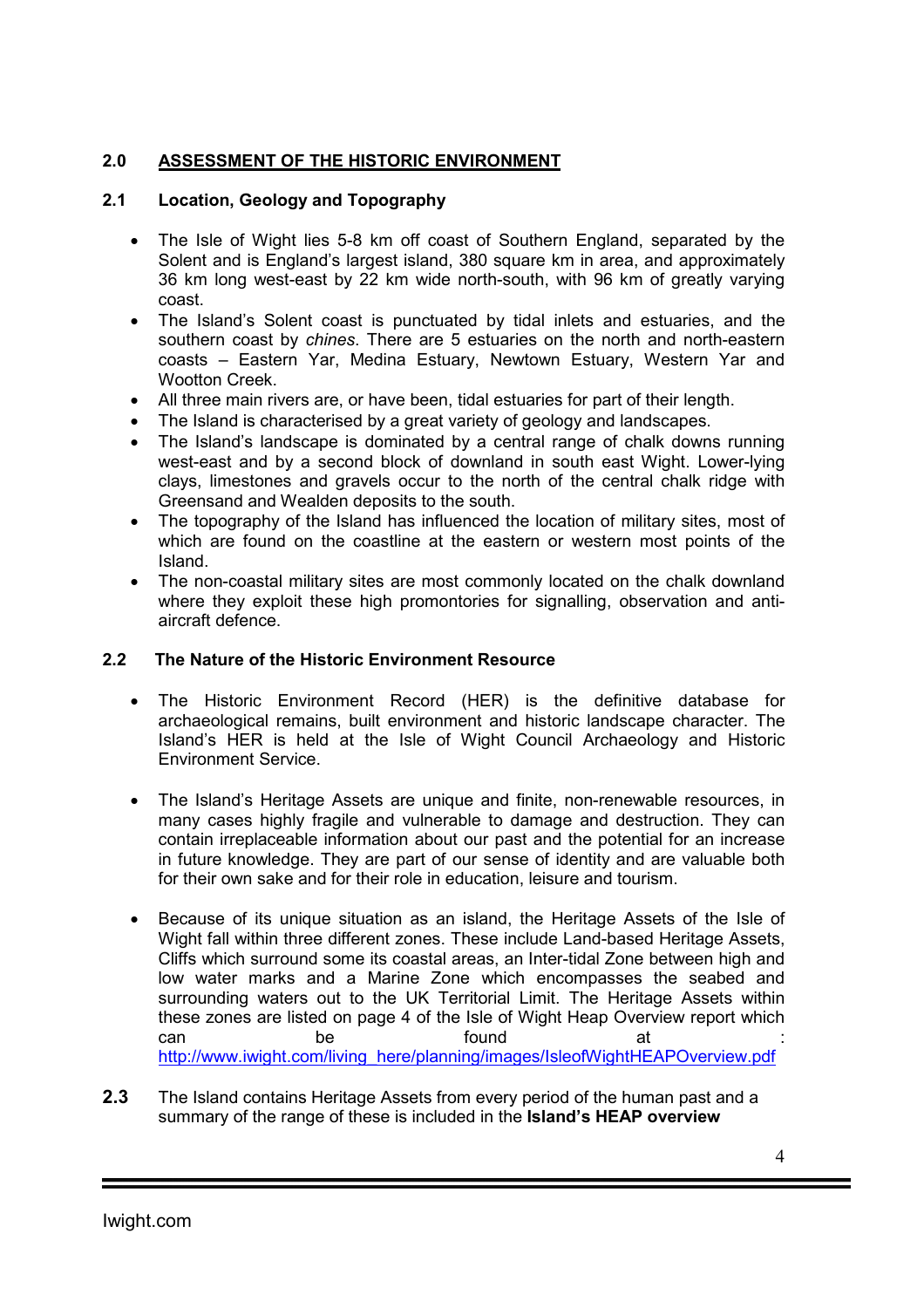## 2.0 ASSESSMENT OF THE HISTORIC ENVIRONMENT

### 2.1 Location, Geology and Topography

- The Isle of Wight lies 5-8 km off coast of Southern England, separated by the Solent and is England's largest island, 380 square km in area, and approximately 36 km long west-east by 22 km wide north-south, with 96 km of greatly varying coast.
- The Island's Solent coast is punctuated by tidal inlets and estuaries, and the southern coast by *chines*. There are 5 estuaries on the north and north-eastern coasts – Eastern Yar, Medina Estuary, Newtown Estuary, Western Yar and Wootton Creek.
- All three main rivers are, or have been, tidal estuaries for part of their length.
- The Island is characterised by a great variety of geology and landscapes.
- The Island's landscape is dominated by a central range of chalk downs running west-east and by a second block of downland in south east Wight. Lower-lying clays, limestones and gravels occur to the north of the central chalk ridge with Greensand and Wealden deposits to the south.
- The topography of the Island has influenced the location of military sites, most of which are found on the coastline at the eastern or western most points of the Island.
- The non-coastal military sites are most commonly located on the chalk downland where they exploit these high promontories for signalling, observation and anti-aircraft defence.

### 2.2 The Nature of the Historic Environment Resource

- The Historic Environment Record (HER) is the definitive database for archaeological remains, built environment and historic landscape character. The Island's HER is held at the Isle of Wight Council Archaeology and Historic Environment Service.

- The Island's Heritage Assets are unique and finite, non-renewable resources, in many cases highly fragile and vulnerable to damage and destruction. They can contain irreplaceable information about our past and the potential for an increase in future knowledge. They are part of our sense of identity and are valuable both for their own sake and for their role in education, leisure and tourism.

- Because of its unique situation as an island, the Heritage Assets of the Isle of Wight fall within three different zones. These include Land-based Heritage Assets, Cliffs which surround some its coastal areas, an Inter-tidal Zone between high and low water marks and a Marine Zone which encompasses the seabed and surrounding waters out to the UK Territorial Limit. The Heritage Assets within these zones are listed on page 4 of the Isle of Wight Heap Overview report which can be found at : http://www.iwight.com/living_here/planning/images/IsleofWightHEAPOverview.pdf

**2.3** The Island contains Heritage Assets from every period of the human past and a summary of the range of these is included in the **Island's HEAP overview**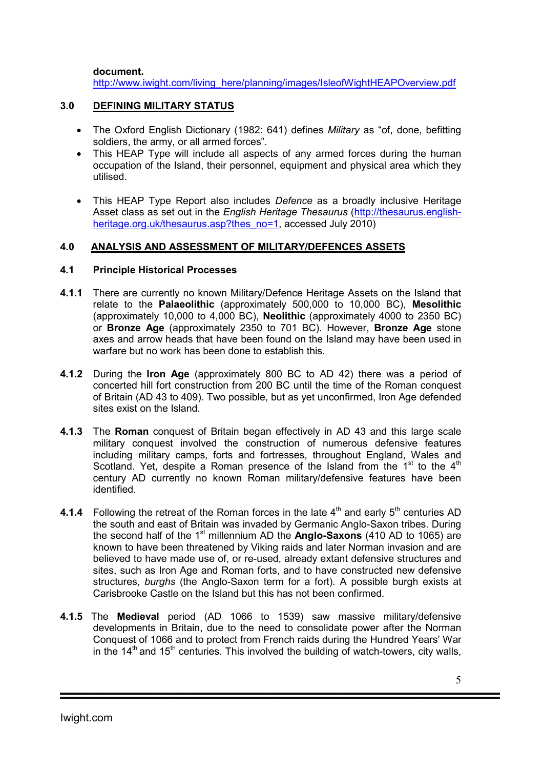**document.**
http://www.iwight.com/living_here/planning/images/IsleofWightHEAPOverview.pdf

## 3.0 DEFINING MILITARY STATUS

- The Oxford English Dictionary (1982: 641) defines *Military* as "of, done, befitting soldiers, the army, or all armed forces".
- This HEAP Type will include all aspects of any armed forces during the human occupation of the Island, their personnel, equipment and physical area which they utilised.
- This HEAP Type Report also includes *Defence* as a broadly inclusive Heritage Asset class as set out in the *English Heritage Thesaurus* (http://thesaurus.english-heritage.org.uk/thesaurus.asp?thes_no=1, accessed July 2010)

## 4.0 ANALYSIS AND ASSESSMENT OF MILITARY/DEFENCES ASSETS

### 4.1 Principle Historical Processes

**4.1.1** There are currently no known Military/Defence Heritage Assets on the Island that relate to the **Palaeolithic** (approximately 500,000 to 10,000 BC), **Mesolithic** (approximately 10,000 to 4,000 BC), **Neolithic** (approximately 4000 to 2350 BC) or **Bronze Age** (approximately 2350 to 701 BC). However, **Bronze Age** stone axes and arrow heads that have been found on the Island may have been used in warfare but no work has been done to establish this.

**4.1.2** During the **Iron Age** (approximately 800 BC to AD 42) there was a period of concerted hill fort construction from 200 BC until the time of the Roman conquest of Britain (AD 43 to 409). Two possible, but as yet unconfirmed, Iron Age defended sites exist on the Island.

**4.1.3** The **Roman** conquest of Britain began effectively in AD 43 and this large scale military conquest involved the construction of numerous defensive features including military camps, forts and fortresses, throughout England, Wales and Scotland. Yet, despite a Roman presence of the Island from the 1st to the 4th century AD currently no known Roman military/defensive features have been identified.

**4.1.4** Following the retreat of the Roman forces in the late 4th and early 5th centuries AD the south and east of Britain was invaded by Germanic Anglo-Saxon tribes. During the second half of the 1st millennium AD the **Anglo-Saxons** (410 AD to 1065) are known to have been threatened by Viking raids and later Norman invasion and are believed to have made use of, or re-used, already extant defensive structures and sites, such as Iron Age and Roman forts, and to have constructed new defensive structures, *burghs* (the Anglo-Saxon term for a fort). A possible burgh exists at Carisbrooke Castle on the Island but this has not been confirmed.

**4.1.5** The **Medieval** period (AD 1066 to 1539) saw massive military/defensive developments in Britain, due to the need to consolidate power after the Norman Conquest of 1066 and to protect from French raids during the Hundred Years' War in the 14th and 15th centuries. This involved the building of watch-towers, city walls,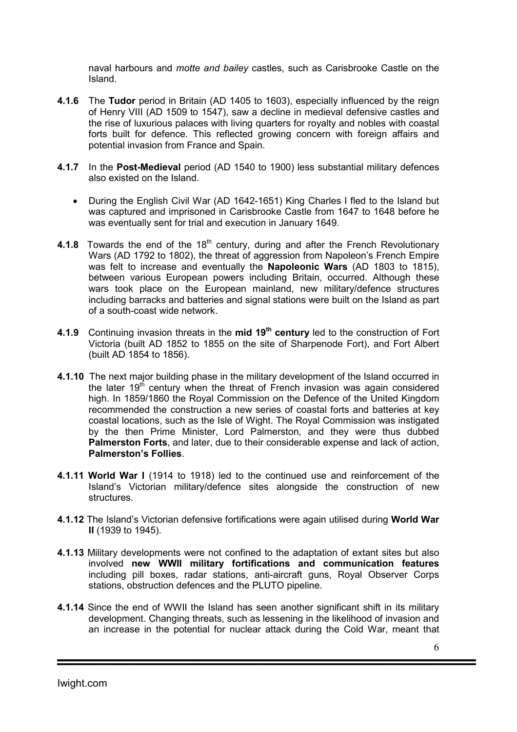naval harbours and *motte and bailey* castles, such as Carisbrooke Castle on the Island.

**4.1.6** The **Tudor** period in Britain (AD 1405 to 1603), especially influenced by the reign of Henry VIII (AD 1509 to 1547), saw a decline in medieval defensive castles and the rise of luxurious palaces with living quarters for royalty and nobles with coastal forts built for defence. This reflected growing concern with foreign affairs and potential invasion from France and Spain.

**4.1.7** In the **Post-Medieval** period (AD 1540 to 1900) less substantial military defences also existed on the Island.

- During the English Civil War (AD 1642-1651) King Charles I fled to the Island but was captured and imprisoned in Carisbrooke Castle from 1647 to 1648 before he was eventually sent for trial and execution in January 1649.

**4.1.8** Towards the end of the 18th century, during and after the French Revolutionary Wars (AD 1792 to 1802), the threat of aggression from Napoleon's French Empire was felt to increase and eventually the **Napoleonic Wars** (AD 1803 to 1815), between various European powers including Britain, occurred. Although these wars took place on the European mainland, new military/defence structures including barracks and batteries and signal stations were built on the Island as part of a south-coast wide network.

**4.1.9** Continuing invasion threats in the **mid 19th century** led to the construction of Fort Victoria (built AD 1852 to 1855 on the site of Sharpenode Fort), and Fort Albert (built AD 1854 to 1856).

**4.1.10** The next major building phase in the military development of the Island occurred in the later 19th century when the threat of French invasion was again considered high. In 1859/1860 the Royal Commission on the Defence of the United Kingdom recommended the construction a new series of coastal forts and batteries at key coastal locations, such as the Isle of Wight. The Royal Commission was instigated by the then Prime Minister, Lord Palmerston, and they were thus dubbed **Palmerston Forts**, and later, due to their considerable expense and lack of action, **Palmerston's Follies**.

**4.1.11** **World War I** (1914 to 1918) led to the continued use and reinforcement of the Island's Victorian military/defence sites alongside the construction of new structures.

**4.1.12** The Island's Victorian defensive fortifications were again utilised during **World War II** (1939 to 1945).

**4.1.13** Military developments were not confined to the adaptation of extant sites but also involved **new WWII military fortifications and communication features** including pill boxes, radar stations, anti-aircraft guns, Royal Observer Corps stations, obstruction defences and the PLUTO pipeline.

**4.1.14** Since the end of WWII the Island has seen another significant shift in its military development. Changing threats, such as lessening in the likelihood of invasion and an increase in the potential for nuclear attack during the Cold War, meant that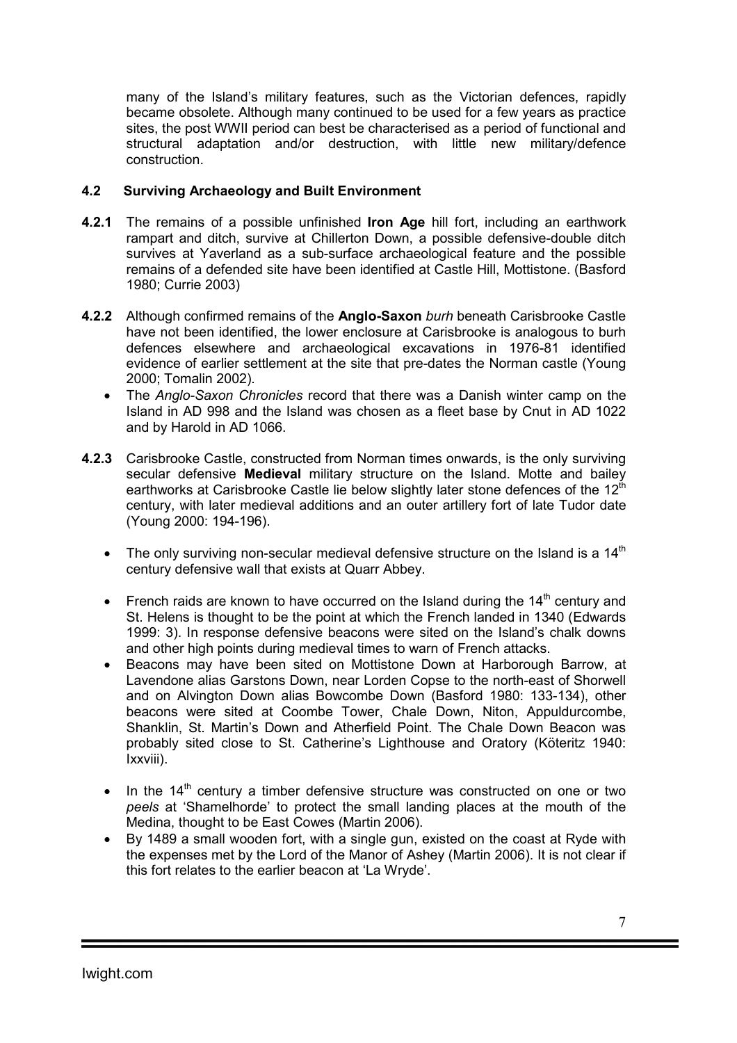many of the Island's military features, such as the Victorian defences, rapidly became obsolete. Although many continued to be used for a few years as practice sites, the post WWII period can best be characterised as a period of functional and structural adaptation and/or destruction, with little new military/defence construction.

### 4.2 Surviving Archaeology and Built Environment

**4.2.1** The remains of a possible unfinished **Iron Age** hill fort, including an earthwork rampart and ditch, survive at Chillerton Down, a possible defensive-double ditch survives at Yaverland as a sub-surface archaeological feature and the possible remains of a defended site have been identified at Castle Hill, Mottistone. (Basford 1980; Currie 2003)

**4.2.2** Although confirmed remains of the **Anglo-Saxon** *burh* beneath Carisbrooke Castle have not been identified, the lower enclosure at Carisbrooke is analogous to burh defences elsewhere and archaeological excavations in 1976-81 identified evidence of earlier settlement at the site that pre-dates the Norman castle (Young 2000; Tomalin 2002).

- The *Anglo-Saxon Chronicles* record that there was a Danish winter camp on the Island in AD 998 and the Island was chosen as a fleet base by Cnut in AD 1022 and by Harold in AD 1066.

**4.2.3** Carisbrooke Castle, constructed from Norman times onwards, is the only surviving secular defensive **Medieval** military structure on the Island. Motte and bailey earthworks at Carisbrooke Castle lie below slightly later stone defences of the 12th century, with later medieval additions and an outer artillery fort of late Tudor date (Young 2000: 194-196).

- The only surviving non-secular medieval defensive structure on the Island is a 14th century defensive wall that exists at Quarr Abbey.
- French raids are known to have occurred on the Island during the 14th century and St. Helens is thought to be the point at which the French landed in 1340 (Edwards 1999: 3). In response defensive beacons were sited on the Island's chalk downs and other high points during medieval times to warn of French attacks.
- Beacons may have been sited on Mottistone Down at Harborough Barrow, at Lavendone alias Garstons Down, near Lorden Copse to the north-east of Shorwell and on Alvington Down alias Bowcombe Down (Basford 1980: 133-134), other beacons were sited at Coombe Tower, Chale Down, Niton, Appuldurcombe, Shanklin, St. Martin's Down and Atherfield Point. The Chale Down Beacon was probably sited close to St. Catherine's Lighthouse and Oratory (Köteritz 1940: lxxviii).
- In the 14th century a timber defensive structure was constructed on one or two *peels* at 'Shamelhorde' to protect the small landing places at the mouth of the Medina, thought to be East Cowes (Martin 2006).
- By 1489 a small wooden fort, with a single gun, existed on the coast at Ryde with the expenses met by the Lord of the Manor of Ashey (Martin 2006). It is not clear if this fort relates to the earlier beacon at 'La Wryde'.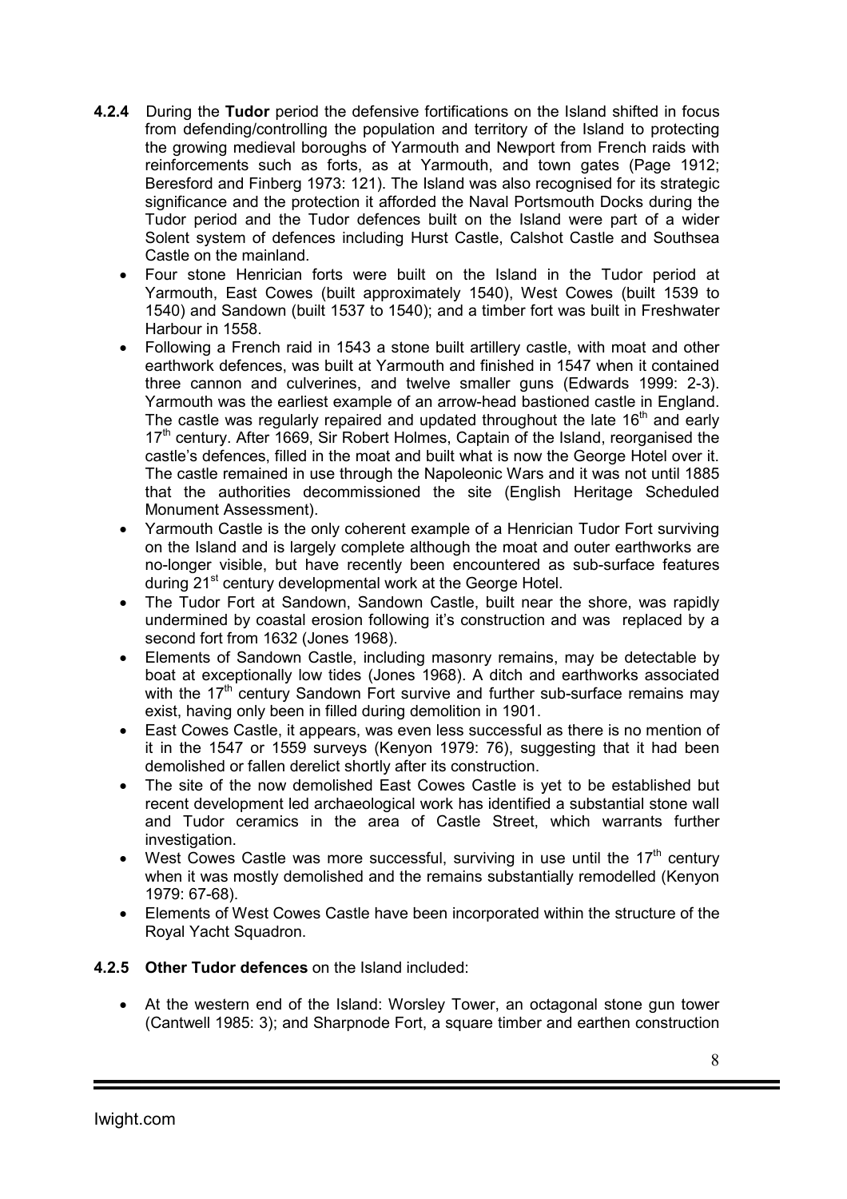**4.2.4** During the **Tudor** period the defensive fortifications on the Island shifted in focus from defending/controlling the population and territory of the Island to protecting the growing medieval boroughs of Yarmouth and Newport from French raids with reinforcements such as forts, as at Yarmouth, and town gates (Page 1912; Beresford and Finberg 1973: 121). The Island was also recognised for its strategic significance and the protection it afforded the Naval Portsmouth Docks during the Tudor period and the Tudor defences built on the Island were part of a wider Solent system of defences including Hurst Castle, Calshot Castle and Southsea Castle on the mainland.

- Four stone Henrician forts were built on the Island in the Tudor period at Yarmouth, East Cowes (built approximately 1540), West Cowes (built 1539 to 1540) and Sandown (built 1537 to 1540); and a timber fort was built in Freshwater Harbour in 1558.
- Following a French raid in 1543 a stone built artillery castle, with moat and other earthwork defences, was built at Yarmouth and finished in 1547 when it contained three cannon and culverines, and twelve smaller guns (Edwards 1999: 2-3). Yarmouth was the earliest example of an arrow-head bastioned castle in England. The castle was regularly repaired and updated throughout the late 16th and early 17th century. After 1669, Sir Robert Holmes, Captain of the Island, reorganised the castle's defences, filled in the moat and built what is now the George Hotel over it. The castle remained in use through the Napoleonic Wars and it was not until 1885 that the authorities decommissioned the site (English Heritage Scheduled Monument Assessment).
- Yarmouth Castle is the only coherent example of a Henrician Tudor Fort surviving on the Island and is largely complete although the moat and outer earthworks are no-longer visible, but have recently been encountered as sub-surface features during 21st century developmental work at the George Hotel.
- The Tudor Fort at Sandown, Sandown Castle, built near the shore, was rapidly undermined by coastal erosion following it's construction and was replaced by a second fort from 1632 (Jones 1968).
- Elements of Sandown Castle, including masonry remains, may be detectable by boat at exceptionally low tides (Jones 1968). A ditch and earthworks associated with the 17th century Sandown Fort survive and further sub-surface remains may exist, having only been in filled during demolition in 1901.
- East Cowes Castle, it appears, was even less successful as there is no mention of it in the 1547 or 1559 surveys (Kenyon 1979: 76), suggesting that it had been demolished or fallen derelict shortly after its construction.
- The site of the now demolished East Cowes Castle is yet to be established but recent development led archaeological work has identified a substantial stone wall and Tudor ceramics in the area of Castle Street, which warrants further investigation.
- West Cowes Castle was more successful, surviving in use until the 17th century when it was mostly demolished and the remains substantially remodelled (Kenyon 1979: 67-68).
- Elements of West Cowes Castle have been incorporated within the structure of the Royal Yacht Squadron.

**4.2.5 Other Tudor defences** on the Island included:

- At the western end of the Island: Worsley Tower, an octagonal stone gun tower (Cantwell 1985: 3); and Sharpnode Fort, a square timber and earthen construction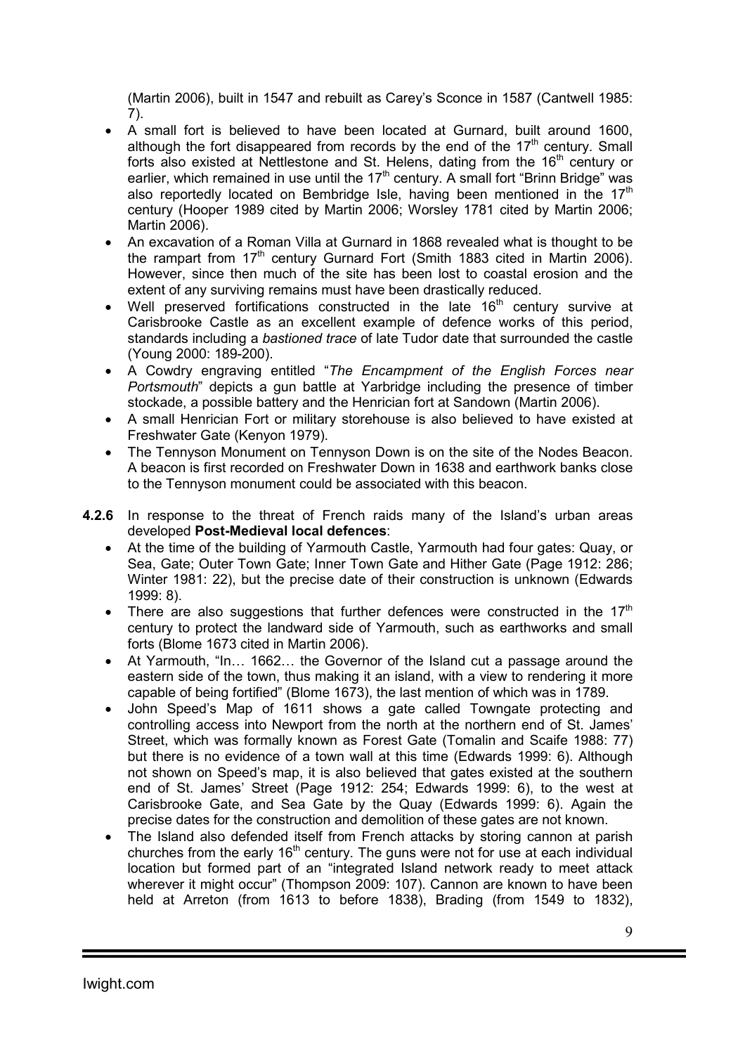(Martin 2006), built in 1547 and rebuilt as Carey's Sconce in 1587 (Cantwell 1985: 7).

- A small fort is believed to have been located at Gurnard, built around 1600, although the fort disappeared from records by the end of the 17th century. Small forts also existed at Nettlestone and St. Helens, dating from the 16th century or earlier, which remained in use until the 17th century. A small fort "Brinn Bridge" was also reportedly located on Bembridge Isle, having been mentioned in the 17th century (Hooper 1989 cited by Martin 2006; Worsley 1781 cited by Martin 2006; Martin 2006).
- An excavation of a Roman Villa at Gurnard in 1868 revealed what is thought to be the rampart from 17th century Gurnard Fort (Smith 1883 cited in Martin 2006). However, since then much of the site has been lost to coastal erosion and the extent of any surviving remains must have been drastically reduced.
- Well preserved fortifications constructed in the late 16th century survive at Carisbrooke Castle as an excellent example of defence works of this period, standards including a *bastioned trace* of late Tudor date that surrounded the castle (Young 2000: 189-200).
- A Cowdry engraving entitled "*The Encampment of the English Forces near Portsmouth*" depicts a gun battle at Yarbridge including the presence of timber stockade, a possible battery and the Henrician fort at Sandown (Martin 2006).
- A small Henrician Fort or military storehouse is also believed to have existed at Freshwater Gate (Kenyon 1979).
- The Tennyson Monument on Tennyson Down is on the site of the Nodes Beacon. A beacon is first recorded on Freshwater Down in 1638 and earthwork banks close to the Tennyson monument could be associated with this beacon.

**4.2.6** In response to the threat of French raids many of the Island's urban areas developed **Post-Medieval local defences**:

- At the time of the building of Yarmouth Castle, Yarmouth had four gates: Quay, or Sea, Gate; Outer Town Gate; Inner Town Gate and Hither Gate (Page 1912: 286; Winter 1981: 22), but the precise date of their construction is unknown (Edwards 1999: 8).
- There are also suggestions that further defences were constructed in the 17th century to protect the landward side of Yarmouth, such as earthworks and small forts (Blome 1673 cited in Martin 2006).
- At Yarmouth, "In… 1662… the Governor of the Island cut a passage around the eastern side of the town, thus making it an island, with a view to rendering it more capable of being fortified" (Blome 1673), the last mention of which was in 1789.
- John Speed's Map of 1611 shows a gate called Towngate protecting and controlling access into Newport from the north at the northern end of St. James' Street, which was formally known as Forest Gate (Tomalin and Scaife 1988: 77) but there is no evidence of a town wall at this time (Edwards 1999: 6). Although not shown on Speed's map, it is also believed that gates existed at the southern end of St. James' Street (Page 1912: 254; Edwards 1999: 6), to the west at Carisbrooke Gate, and Sea Gate by the Quay (Edwards 1999: 6). Again the precise dates for the construction and demolition of these gates are not known.
- The Island also defended itself from French attacks by storing cannon at parish churches from the early 16th century. The guns were not for use at each individual location but formed part of an "integrated Island network ready to meet attack wherever it might occur" (Thompson 2009: 107). Cannon are known to have been held at Arreton (from 1613 to before 1838), Brading (from 1549 to 1832),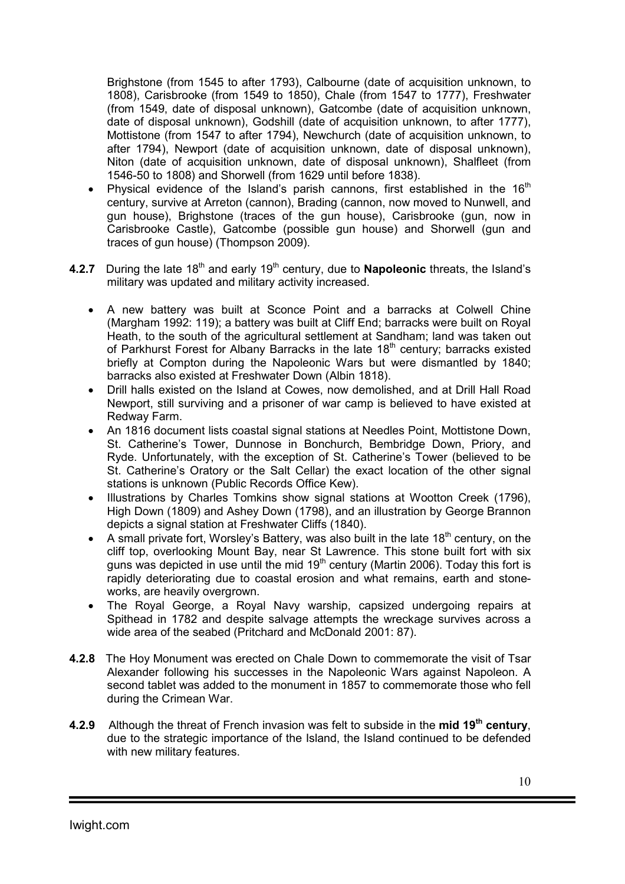Brighstone (from 1545 to after 1793), Calbourne (date of acquisition unknown, to 1808), Carisbrooke (from 1549 to 1850), Chale (from 1547 to 1777), Freshwater (from 1549, date of disposal unknown), Gatcombe (date of acquisition unknown, date of disposal unknown), Godshill (date of acquisition unknown, to after 1777), Mottistone (from 1547 to after 1794), Newchurch (date of acquisition unknown, to after 1794), Newport (date of acquisition unknown, date of disposal unknown), Niton (date of acquisition unknown, date of disposal unknown), Shalfleet (from 1546-50 to 1808) and Shorwell (from 1629 until before 1838).

- Physical evidence of the Island's parish cannons, first established in the 16th century, survive at Arreton (cannon), Brading (cannon, now moved to Nunwell, and gun house), Brighstone (traces of the gun house), Carisbrooke (gun, now in Carisbrooke Castle), Gatcombe (possible gun house) and Shorwell (gun and traces of gun house) (Thompson 2009).

**4.2.7** During the late 18th and early 19th century, due to **Napoleonic** threats, the Island's military was updated and military activity increased.

- A new battery was built at Sconce Point and a barracks at Colwell Chine (Margham 1992: 119); a battery was built at Cliff End; barracks were built on Royal Heath, to the south of the agricultural settlement at Sandham; land was taken out of Parkhurst Forest for Albany Barracks in the late 18th century; barracks existed briefly at Compton during the Napoleonic Wars but were dismantled by 1840; barracks also existed at Freshwater Down (Albin 1818).
- Drill halls existed on the Island at Cowes, now demolished, and at Drill Hall Road Newport, still surviving and a prisoner of war camp is believed to have existed at Redway Farm.
- An 1816 document lists coastal signal stations at Needles Point, Mottistone Down, St. Catherine's Tower, Dunnose in Bonchurch, Bembridge Down, Priory, and Ryde. Unfortunately, with the exception of St. Catherine's Tower (believed to be St. Catherine's Oratory or the Salt Cellar) the exact location of the other signal stations is unknown (Public Records Office Kew).
- Illustrations by Charles Tomkins show signal stations at Wootton Creek (1796), High Down (1809) and Ashey Down (1798), and an illustration by George Brannon depicts a signal station at Freshwater Cliffs (1840).
- A small private fort, Worsley's Battery, was also built in the late 18th century, on the cliff top, overlooking Mount Bay, near St Lawrence. This stone built fort with six guns was depicted in use until the mid 19th century (Martin 2006). Today this fort is rapidly deteriorating due to coastal erosion and what remains, earth and stone-works, are heavily overgrown.
- The Royal George, a Royal Navy warship, capsized undergoing repairs at Spithead in 1782 and despite salvage attempts the wreckage survives across a wide area of the seabed (Pritchard and McDonald 2001: 87).

**4.2.8** The Hoy Monument was erected on Chale Down to commemorate the visit of Tsar Alexander following his successes in the Napoleonic Wars against Napoleon. A second tablet was added to the monument in 1857 to commemorate those who fell during the Crimean War.

**4.2.9** Although the threat of French invasion was felt to subside in the **mid 19th century**, due to the strategic importance of the Island, the Island continued to be defended with new military features.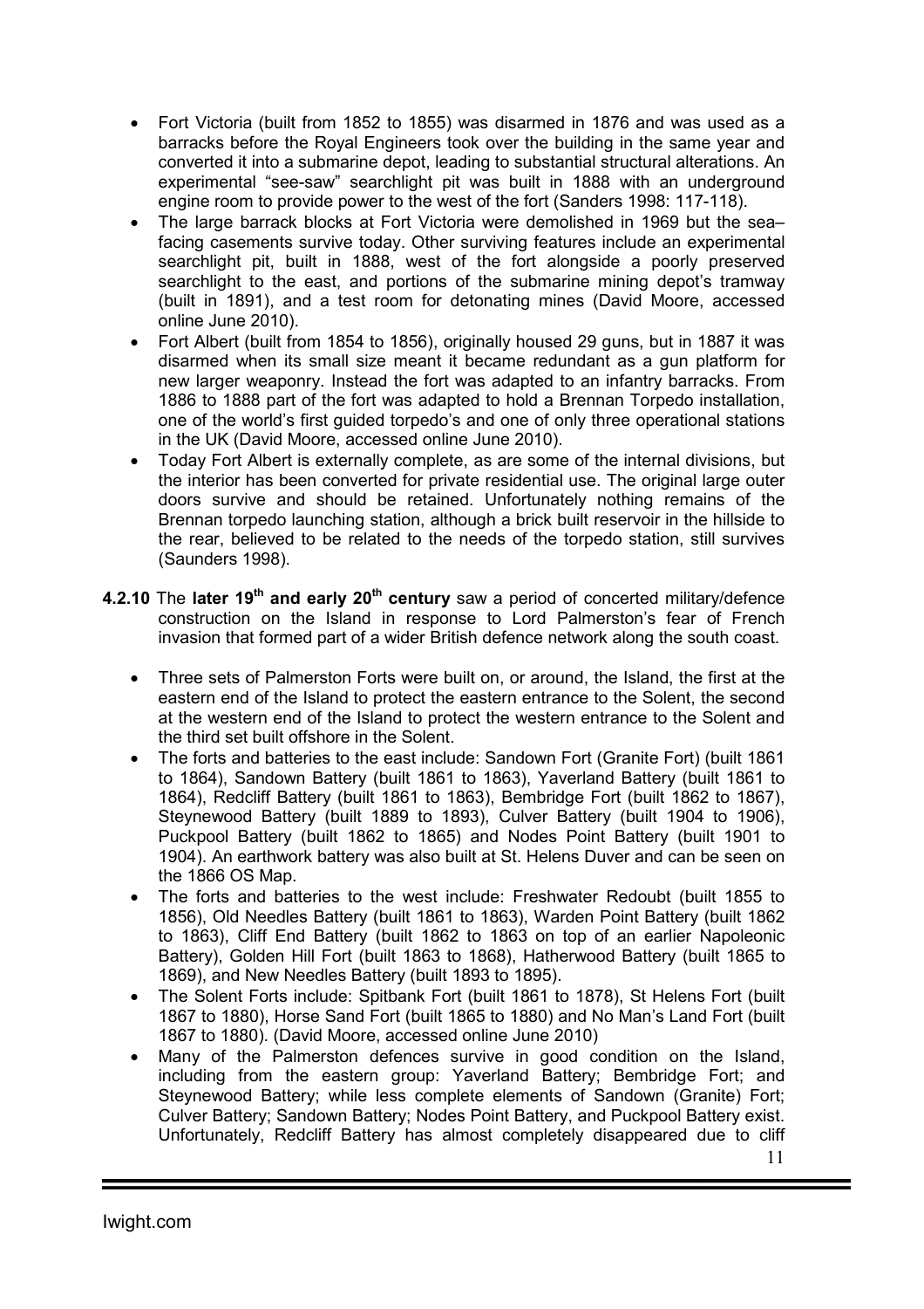- Fort Victoria (built from 1852 to 1855) was disarmed in 1876 and was used as a barracks before the Royal Engineers took over the building in the same year and converted it into a submarine depot, leading to substantial structural alterations. An experimental "see-saw" searchlight pit was built in 1888 with an underground engine room to provide power to the west of the fort (Sanders 1998: 117-118).
- The large barrack blocks at Fort Victoria were demolished in 1969 but the sea–facing casements survive today. Other surviving features include an experimental searchlight pit, built in 1888, west of the fort alongside a poorly preserved searchlight to the east, and portions of the submarine mining depot's tramway (built in 1891), and a test room for detonating mines (David Moore, accessed online June 2010).
- Fort Albert (built from 1854 to 1856), originally housed 29 guns, but in 1887 it was disarmed when its small size meant it became redundant as a gun platform for new larger weaponry. Instead the fort was adapted to an infantry barracks. From 1886 to 1888 part of the fort was adapted to hold a Brennan Torpedo installation, one of the world's first guided torpedo's and one of only three operational stations in the UK (David Moore, accessed online June 2010).
- Today Fort Albert is externally complete, as are some of the internal divisions, but the interior has been converted for private residential use. The original large outer doors survive and should be retained. Unfortunately nothing remains of the Brennan torpedo launching station, although a brick built reservoir in the hillside to the rear, believed to be related to the needs of the torpedo station, still survives (Saunders 1998).

**4.2.10** The **later 19th and early 20th century** saw a period of concerted military/defence construction on the Island in response to Lord Palmerston's fear of French invasion that formed part of a wider British defence network along the south coast.

- Three sets of Palmerston Forts were built on, or around, the Island, the first at the eastern end of the Island to protect the eastern entrance to the Solent, the second at the western end of the Island to protect the western entrance to the Solent and the third set built offshore in the Solent.
- The forts and batteries to the east include: Sandown Fort (Granite Fort) (built 1861 to 1864), Sandown Battery (built 1861 to 1863), Yaverland Battery (built 1861 to 1864), Redcliff Battery (built 1861 to 1863), Bembridge Fort (built 1862 to 1867), Steynewood Battery (built 1889 to 1893), Culver Battery (built 1904 to 1906), Puckpool Battery (built 1862 to 1865) and Nodes Point Battery (built 1901 to 1904). An earthwork battery was also built at St. Helens Duver and can be seen on the 1866 OS Map.
- The forts and batteries to the west include: Freshwater Redoubt (built 1855 to 1856), Old Needles Battery (built 1861 to 1863), Warden Point Battery (built 1862 to 1863), Cliff End Battery (built 1862 to 1863 on top of an earlier Napoleonic Battery), Golden Hill Fort (built 1863 to 1868), Hatherwood Battery (built 1865 to 1869), and New Needles Battery (built 1893 to 1895).
- The Solent Forts include: Spitbank Fort (built 1861 to 1878), St Helens Fort (built 1867 to 1880), Horse Sand Fort (built 1865 to 1880) and No Man's Land Fort (built 1867 to 1880). (David Moore, accessed online June 2010)
- Many of the Palmerston defences survive in good condition on the Island, including from the eastern group: Yaverland Battery; Bembridge Fort; and Steynewood Battery; while less complete elements of Sandown (Granite) Fort; Culver Battery; Sandown Battery; Nodes Point Battery, and Puckpool Battery exist. Unfortunately, Redcliff Battery has almost completely disappeared due to cliff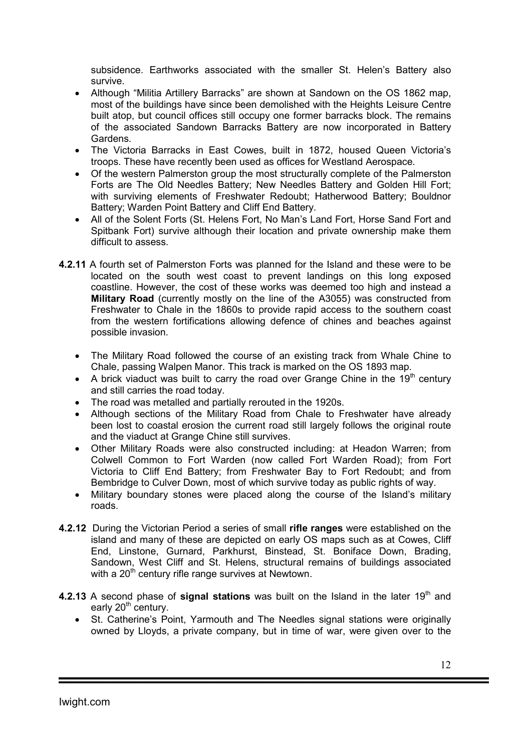subsidence. Earthworks associated with the smaller St. Helen's Battery also survive.

- Although "Militia Artillery Barracks" are shown at Sandown on the OS 1862 map, most of the buildings have since been demolished with the Heights Leisure Centre built atop, but council offices still occupy one former barracks block. The remains of the associated Sandown Barracks Battery are now incorporated in Battery Gardens.
- The Victoria Barracks in East Cowes, built in 1872, housed Queen Victoria's troops. These have recently been used as offices for Westland Aerospace.
- Of the western Palmerston group the most structurally complete of the Palmerston Forts are The Old Needles Battery; New Needles Battery and Golden Hill Fort; with surviving elements of Freshwater Redoubt; Hatherwood Battery; Bouldnor Battery; Warden Point Battery and Cliff End Battery.
- All of the Solent Forts (St. Helens Fort, No Man's Land Fort, Horse Sand Fort and Spitbank Fort) survive although their location and private ownership make them difficult to assess.

**4.2.11** A fourth set of Palmerston Forts was planned for the Island and these were to be located on the south west coast to prevent landings on this long exposed coastline. However, the cost of these works was deemed too high and instead a **Military Road** (currently mostly on the line of the A3055) was constructed from Freshwater to Chale in the 1860s to provide rapid access to the southern coast from the western fortifications allowing defence of chines and beaches against possible invasion.

- The Military Road followed the course of an existing track from Whale Chine to Chale, passing Walpen Manor. This track is marked on the OS 1893 map.
- A brick viaduct was built to carry the road over Grange Chine in the 19th century and still carries the road today.
- The road was metalled and partially rerouted in the 1920s.
- Although sections of the Military Road from Chale to Freshwater have already been lost to coastal erosion the current road still largely follows the original route and the viaduct at Grange Chine still survives.
- Other Military Roads were also constructed including: at Headon Warren; from Colwell Common to Fort Warden (now called Fort Warden Road); from Fort Victoria to Cliff End Battery; from Freshwater Bay to Fort Redoubt; and from Bembridge to Culver Down, most of which survive today as public rights of way.
- Military boundary stones were placed along the course of the Island's military roads.

**4.2.12** During the Victorian Period a series of small **rifle ranges** were established on the island and many of these are depicted on early OS maps such as at Cowes, Cliff End, Linstone, Gurnard, Parkhurst, Binstead, St. Boniface Down, Brading, Sandown, West Cliff and St. Helens, structural remains of buildings associated with a 20th century rifle range survives at Newtown.

**4.2.13** A second phase of **signal stations** was built on the Island in the later 19th and early 20th century.

- St. Catherine's Point, Yarmouth and The Needles signal stations were originally owned by Lloyds, a private company, but in time of war, were given over to the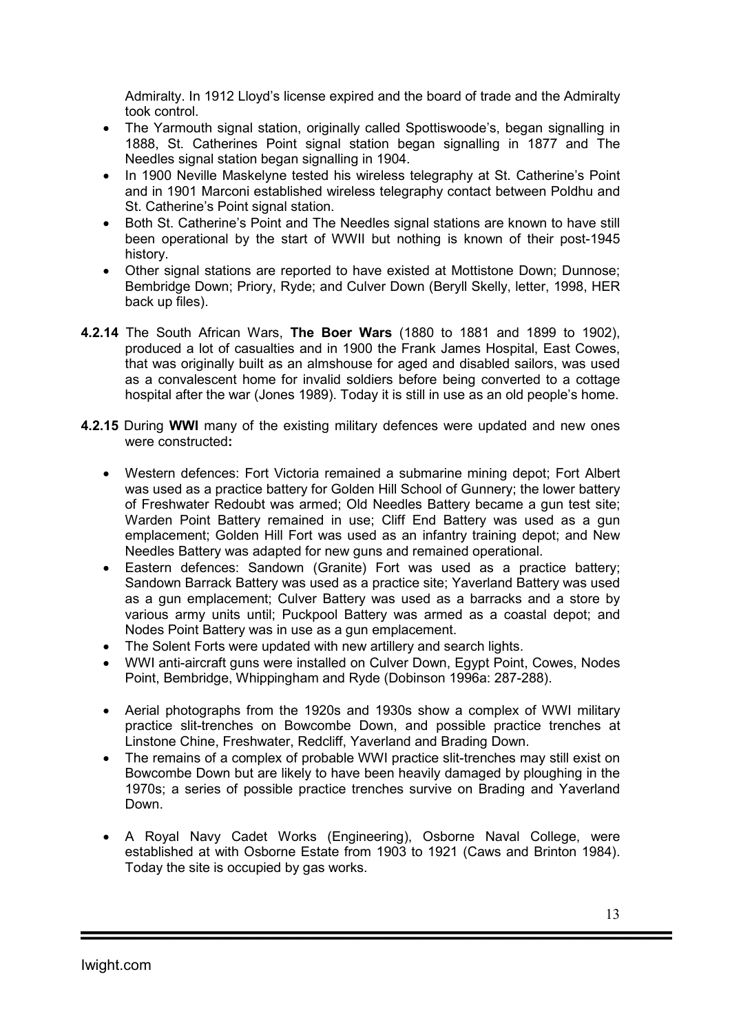Admiralty. In 1912 Lloyd's license expired and the board of trade and the Admiralty took control.

- The Yarmouth signal station, originally called Spottiswoode's, began signalling in 1888, St. Catherines Point signal station began signalling in 1877 and The Needles signal station began signalling in 1904.
- In 1900 Neville Maskelyne tested his wireless telegraphy at St. Catherine's Point and in 1901 Marconi established wireless telegraphy contact between Poldhu and St. Catherine's Point signal station.
- Both St. Catherine's Point and The Needles signal stations are known to have still been operational by the start of WWII but nothing is known of their post-1945 history.
- Other signal stations are reported to have existed at Mottistone Down; Dunnose; Bembridge Down; Priory, Ryde; and Culver Down (Beryll Skelly, letter, 1998, HER back up files).

**4.2.14** The South African Wars, **The Boer Wars** (1880 to 1881 and 1899 to 1902), produced a lot of casualties and in 1900 the Frank James Hospital, East Cowes, that was originally built as an almshouse for aged and disabled sailors, was used as a convalescent home for invalid soldiers before being converted to a cottage hospital after the war (Jones 1989). Today it is still in use as an old people's home.

**4.2.15** During **WWI** many of the existing military defences were updated and new ones were constructed**:**

- Western defences: Fort Victoria remained a submarine mining depot; Fort Albert was used as a practice battery for Golden Hill School of Gunnery; the lower battery of Freshwater Redoubt was armed; Old Needles Battery became a gun test site; Warden Point Battery remained in use; Cliff End Battery was used as a gun emplacement; Golden Hill Fort was used as an infantry training depot; and New Needles Battery was adapted for new guns and remained operational.
- Eastern defences: Sandown (Granite) Fort was used as a practice battery; Sandown Barrack Battery was used as a practice site; Yaverland Battery was used as a gun emplacement; Culver Battery was used as a barracks and a store by various army units until; Puckpool Battery was armed as a coastal depot; and Nodes Point Battery was in use as a gun emplacement.
- The Solent Forts were updated with new artillery and search lights.
- WWI anti-aircraft guns were installed on Culver Down, Egypt Point, Cowes, Nodes Point, Bembridge, Whippingham and Ryde (Dobinson 1996a: 287-288).

- Aerial photographs from the 1920s and 1930s show a complex of WWI military practice slit-trenches on Bowcombe Down, and possible practice trenches at Linstone Chine, Freshwater, Redcliff, Yaverland and Brading Down.
- The remains of a complex of probable WWI practice slit-trenches may still exist on Bowcombe Down but are likely to have been heavily damaged by ploughing in the 1970s; a series of possible practice trenches survive on Brading and Yaverland Down.

- A Royal Navy Cadet Works (Engineering), Osborne Naval College, were established at with Osborne Estate from 1903 to 1921 (Caws and Brinton 1984). Today the site is occupied by gas works.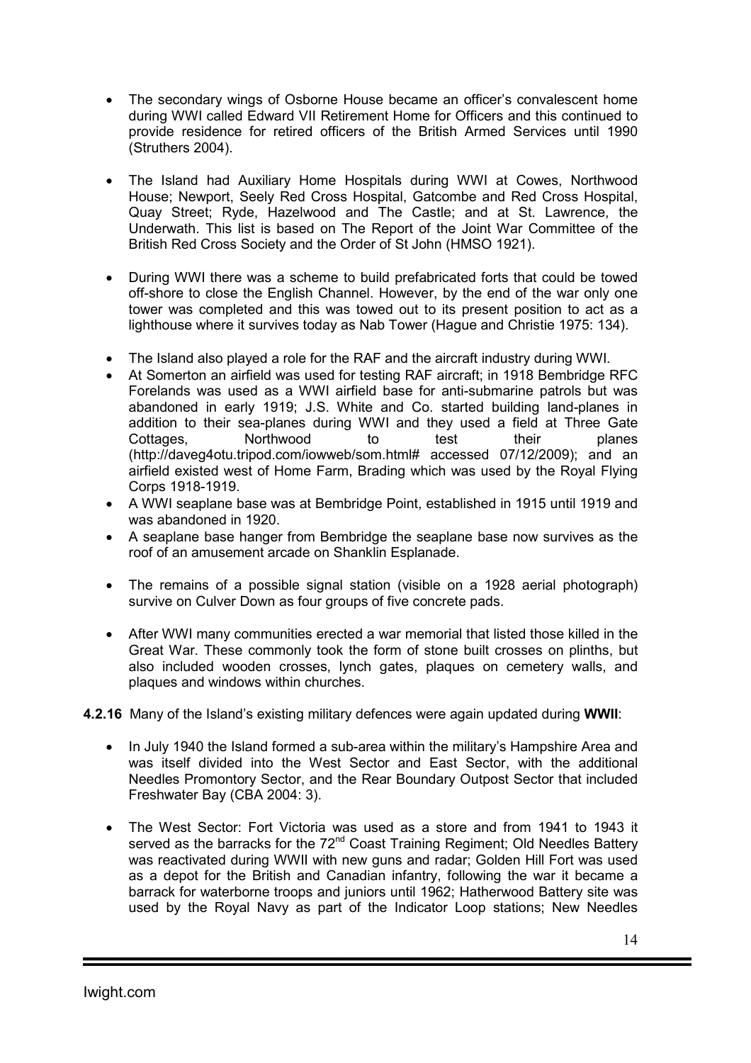- The secondary wings of Osborne House became an officer's convalescent home during WWI called Edward VII Retirement Home for Officers and this continued to provide residence for retired officers of the British Armed Services until 1990 (Struthers 2004).

- The Island had Auxiliary Home Hospitals during WWI at Cowes, Northwood House; Newport, Seely Red Cross Hospital, Gatcombe and Red Cross Hospital, Quay Street; Ryde, Hazelwood and The Castle; and at St. Lawrence, the Underwath. This list is based on The Report of the Joint War Committee of the British Red Cross Society and the Order of St John (HMSO 1921).

- During WWI there was a scheme to build prefabricated forts that could be towed off-shore to close the English Channel. However, by the end of the war only one tower was completed and this was towed out to its present position to act as a lighthouse where it survives today as Nab Tower (Hague and Christie 1975: 134).

- The Island also played a role for the RAF and the aircraft industry during WWI.
- At Somerton an airfield was used for testing RAF aircraft; in 1918 Bembridge RFC Forelands was used as a WWI airfield base for anti-submarine patrols but was abandoned in early 1919; J.S. White and Co. started building land-planes in addition to their sea-planes during WWI and they used a field at Three Gate Cottages, Northwood to test their planes (http://daveg4otu.tripod.com/iowweb/som.html# accessed 07/12/2009); and an airfield existed west of Home Farm, Brading which was used by the Royal Flying Corps 1918-1919.
- A WWI seaplane base was at Bembridge Point, established in 1915 until 1919 and was abandoned in 1920.
- A seaplane base hanger from Bembridge the seaplane base now survives as the roof of an amusement arcade on Shanklin Esplanade.

- The remains of a possible signal station (visible on a 1928 aerial photograph) survive on Culver Down as four groups of five concrete pads.

- After WWI many communities erected a war memorial that listed those killed in the Great War. These commonly took the form of stone built crosses on plinths, but also included wooden crosses, lynch gates, plaques on cemetery walls, and plaques and windows within churches.

**4.2.16** Many of the Island's existing military defences were again updated during **WWII**:

- In July 1940 the Island formed a sub-area within the military's Hampshire Area and was itself divided into the West Sector and East Sector, with the additional Needles Promontory Sector, and the Rear Boundary Outpost Sector that included Freshwater Bay (CBA 2004: 3).

- The West Sector: Fort Victoria was used as a store and from 1941 to 1943 it served as the barracks for the 72nd Coast Training Regiment; Old Needles Battery was reactivated during WWII with new guns and radar; Golden Hill Fort was used as a depot for the British and Canadian infantry, following the war it became a barrack for waterborne troops and juniors until 1962; Hatherwood Battery site was used by the Royal Navy as part of the Indicator Loop stations; New Needles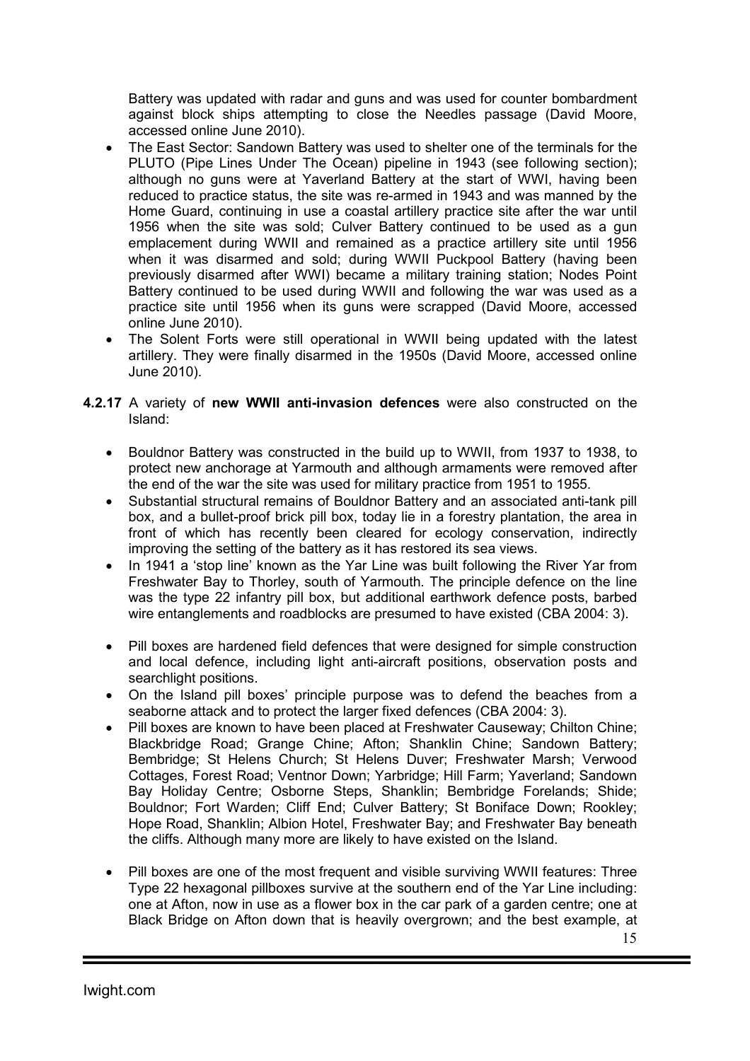Battery was updated with radar and guns and was used for counter bombardment against block ships attempting to close the Needles passage (David Moore, accessed online June 2010).

- The East Sector: Sandown Battery was used to shelter one of the terminals for the PLUTO (Pipe Lines Under The Ocean) pipeline in 1943 (see following section); although no guns were at Yaverland Battery at the start of WWI, having been reduced to practice status, the site was re-armed in 1943 and was manned by the Home Guard, continuing in use a coastal artillery practice site after the war until 1956 when the site was sold; Culver Battery continued to be used as a gun emplacement during WWII and remained as a practice artillery site until 1956 when it was disarmed and sold; during WWII Puckpool Battery (having been previously disarmed after WWI) became a military training station; Nodes Point Battery continued to be used during WWII and following the war was used as a practice site until 1956 when its guns were scrapped (David Moore, accessed online June 2010).
- The Solent Forts were still operational in WWII being updated with the latest artillery. They were finally disarmed in the 1950s (David Moore, accessed online June 2010).

**4.2.17** A variety of **new WWII anti-invasion defences** were also constructed on the Island:

- Bouldnor Battery was constructed in the build up to WWII, from 1937 to 1938, to protect new anchorage at Yarmouth and although armaments were removed after the end of the war the site was used for military practice from 1951 to 1955.
- Substantial structural remains of Bouldnor Battery and an associated anti-tank pill box, and a bullet-proof brick pill box, today lie in a forestry plantation, the area in front of which has recently been cleared for ecology conservation, indirectly improving the setting of the battery as it has restored its sea views.
- In 1941 a 'stop line' known as the Yar Line was built following the River Yar from Freshwater Bay to Thorley, south of Yarmouth. The principle defence on the line was the type 22 infantry pill box, but additional earthwork defence posts, barbed wire entanglements and roadblocks are presumed to have existed (CBA 2004: 3).
- Pill boxes are hardened field defences that were designed for simple construction and local defence, including light anti-aircraft positions, observation posts and searchlight positions.
- On the Island pill boxes' principle purpose was to defend the beaches from a seaborne attack and to protect the larger fixed defences (CBA 2004: 3).
- Pill boxes are known to have been placed at Freshwater Causeway; Chilton Chine; Blackbridge Road; Grange Chine; Afton; Shanklin Chine; Sandown Battery; Bembridge; St Helens Church; St Helens Duver; Freshwater Marsh; Verwood Cottages, Forest Road; Ventnor Down; Yarbridge; Hill Farm; Yaverland; Sandown Bay Holiday Centre; Osborne Steps, Shanklin; Bembridge Forelands; Shide; Bouldnor; Fort Warden; Cliff End; Culver Battery; St Boniface Down; Rookley; Hope Road, Shanklin; Albion Hotel, Freshwater Bay; and Freshwater Bay beneath the cliffs. Although many more are likely to have existed on the Island.
- Pill boxes are one of the most frequent and visible surviving WWII features: Three Type 22 hexagonal pillboxes survive at the southern end of the Yar Line including: one at Afton, now in use as a flower box in the car park of a garden centre; one at Black Bridge on Afton down that is heavily overgrown; and the best example, at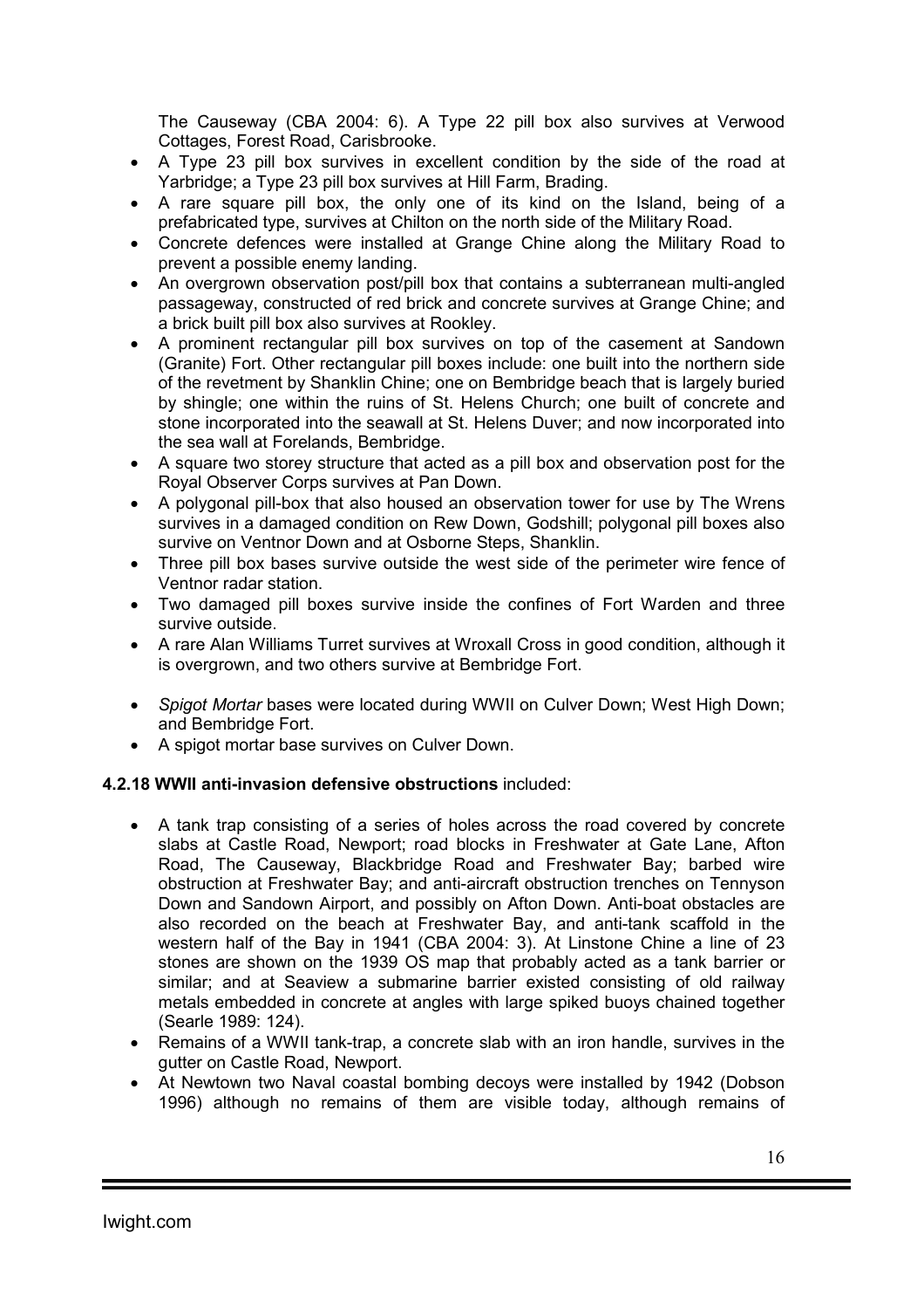The Causeway (CBA 2004: 6). A Type 22 pill box also survives at Verwood Cottages, Forest Road, Carisbrooke.

- A Type 23 pill box survives in excellent condition by the side of the road at Yarbridge; a Type 23 pill box survives at Hill Farm, Brading.
- A rare square pill box, the only one of its kind on the Island, being of a prefabricated type, survives at Chilton on the north side of the Military Road.
- Concrete defences were installed at Grange Chine along the Military Road to prevent a possible enemy landing.
- An overgrown observation post/pill box that contains a subterranean multi-angled passageway, constructed of red brick and concrete survives at Grange Chine; and a brick built pill box also survives at Rookley.
- A prominent rectangular pill box survives on top of the casement at Sandown (Granite) Fort. Other rectangular pill boxes include: one built into the northern side of the revetment by Shanklin Chine; one on Bembridge beach that is largely buried by shingle; one within the ruins of St. Helens Church; one built of concrete and stone incorporated into the seawall at St. Helens Duver; and now incorporated into the sea wall at Forelands, Bembridge.
- A square two storey structure that acted as a pill box and observation post for the Royal Observer Corps survives at Pan Down.
- A polygonal pill-box that also housed an observation tower for use by The Wrens survives in a damaged condition on Rew Down, Godshill; polygonal pill boxes also survive on Ventnor Down and at Osborne Steps, Shanklin.
- Three pill box bases survive outside the west side of the perimeter wire fence of Ventnor radar station.
- Two damaged pill boxes survive inside the confines of Fort Warden and three survive outside.
- A rare Alan Williams Turret survives at Wroxall Cross in good condition, although it is overgrown, and two others survive at Bembridge Fort.

- *Spigot Mortar* bases were located during WWII on Culver Down; West High Down; and Bembridge Fort.
- A spigot mortar base survives on Culver Down.

**4.2.18 WWII anti-invasion defensive obstructions** included:

- A tank trap consisting of a series of holes across the road covered by concrete slabs at Castle Road, Newport; road blocks in Freshwater at Gate Lane, Afton Road, The Causeway, Blackbridge Road and Freshwater Bay; barbed wire obstruction at Freshwater Bay; and anti-aircraft obstruction trenches on Tennyson Down and Sandown Airport, and possibly on Afton Down. Anti-boat obstacles are also recorded on the beach at Freshwater Bay, and anti-tank scaffold in the western half of the Bay in 1941 (CBA 2004: 3). At Linstone Chine a line of 23 stones are shown on the 1939 OS map that probably acted as a tank barrier or similar; and at Seaview a submarine barrier existed consisting of old railway metals embedded in concrete at angles with large spiked buoys chained together (Searle 1989: 124).
- Remains of a WWII tank-trap, a concrete slab with an iron handle, survives in the gutter on Castle Road, Newport.
- At Newtown two Naval coastal bombing decoys were installed by 1942 (Dobson 1996) although no remains of them are visible today, although remains of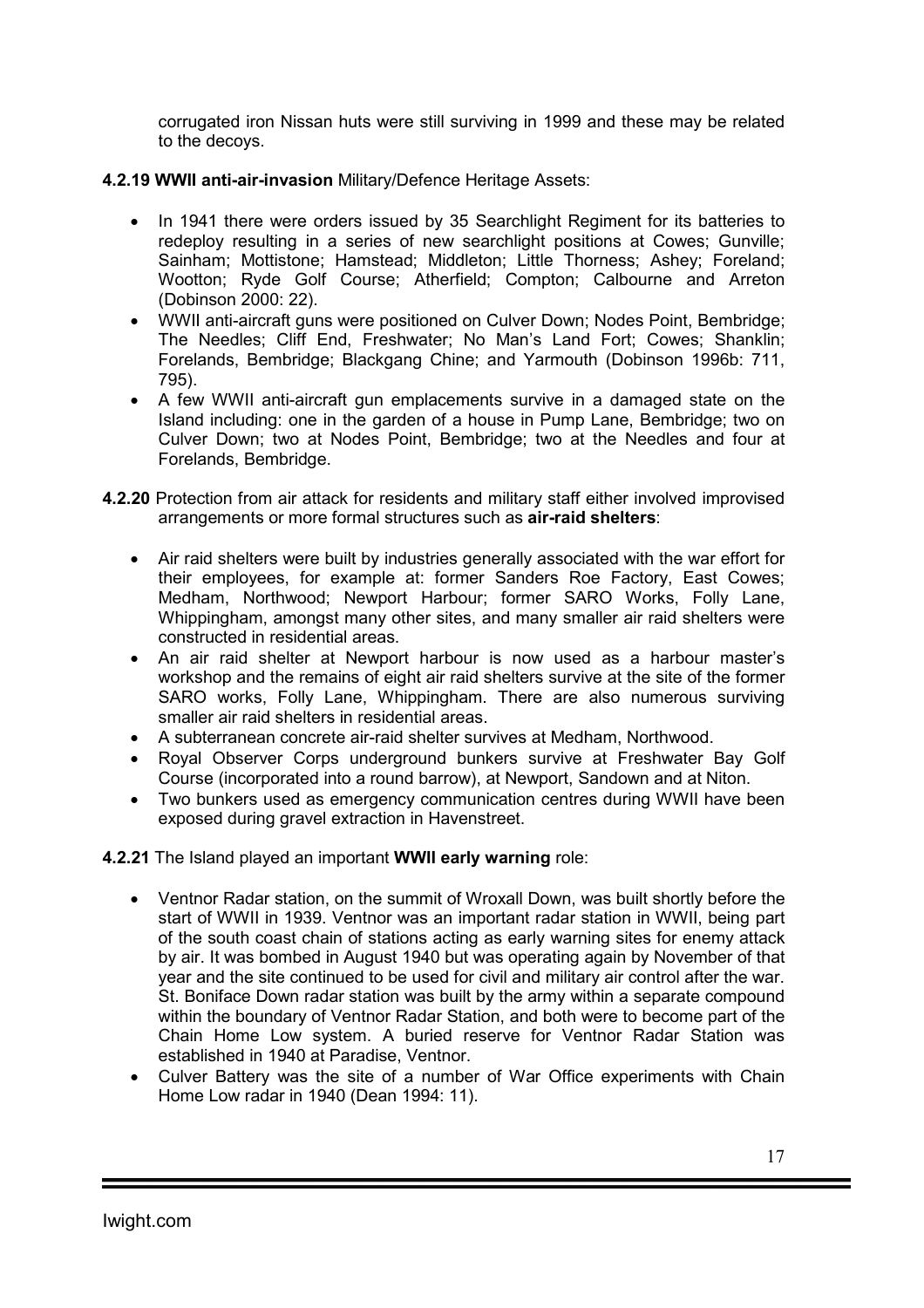corrugated iron Nissan huts were still surviving in 1999 and these may be related to the decoys.

**4.2.19 WWII anti-air-invasion** Military/Defence Heritage Assets:

- In 1941 there were orders issued by 35 Searchlight Regiment for its batteries to redeploy resulting in a series of new searchlight positions at Cowes; Gunville; Sainham; Mottistone; Hamstead; Middleton; Little Thorness; Ashey; Foreland; Wootton; Ryde Golf Course; Atherfield; Compton; Calbourne and Arreton (Dobinson 2000: 22).
- WWII anti-aircraft guns were positioned on Culver Down; Nodes Point, Bembridge; The Needles; Cliff End, Freshwater; No Man's Land Fort; Cowes; Shanklin; Forelands, Bembridge; Blackgang Chine; and Yarmouth (Dobinson 1996b: 711, 795).
- A few WWII anti-aircraft gun emplacements survive in a damaged state on the Island including: one in the garden of a house in Pump Lane, Bembridge; two on Culver Down; two at Nodes Point, Bembridge; two at the Needles and four at Forelands, Bembridge.

**4.2.20** Protection from air attack for residents and military staff either involved improvised arrangements or more formal structures such as **air-raid shelters**:

- Air raid shelters were built by industries generally associated with the war effort for their employees, for example at: former Sanders Roe Factory, East Cowes; Medham, Northwood; Newport Harbour; former SARO Works, Folly Lane, Whippingham, amongst many other sites, and many smaller air raid shelters were constructed in residential areas.
- An air raid shelter at Newport harbour is now used as a harbour master's workshop and the remains of eight air raid shelters survive at the site of the former SARO works, Folly Lane, Whippingham. There are also numerous surviving smaller air raid shelters in residential areas.
- A subterranean concrete air-raid shelter survives at Medham, Northwood.
- Royal Observer Corps underground bunkers survive at Freshwater Bay Golf Course (incorporated into a round barrow), at Newport, Sandown and at Niton.
- Two bunkers used as emergency communication centres during WWII have been exposed during gravel extraction in Havenstreet.

**4.2.21** The Island played an important **WWII early warning** role:

- Ventnor Radar station, on the summit of Wroxall Down, was built shortly before the start of WWII in 1939. Ventnor was an important radar station in WWII, being part of the south coast chain of stations acting as early warning sites for enemy attack by air. It was bombed in August 1940 but was operating again by November of that year and the site continued to be used for civil and military air control after the war. St. Boniface Down radar station was built by the army within a separate compound within the boundary of Ventnor Radar Station, and both were to become part of the Chain Home Low system. A buried reserve for Ventnor Radar Station was established in 1940 at Paradise, Ventnor.
- Culver Battery was the site of a number of War Office experiments with Chain Home Low radar in 1940 (Dean 1994: 11).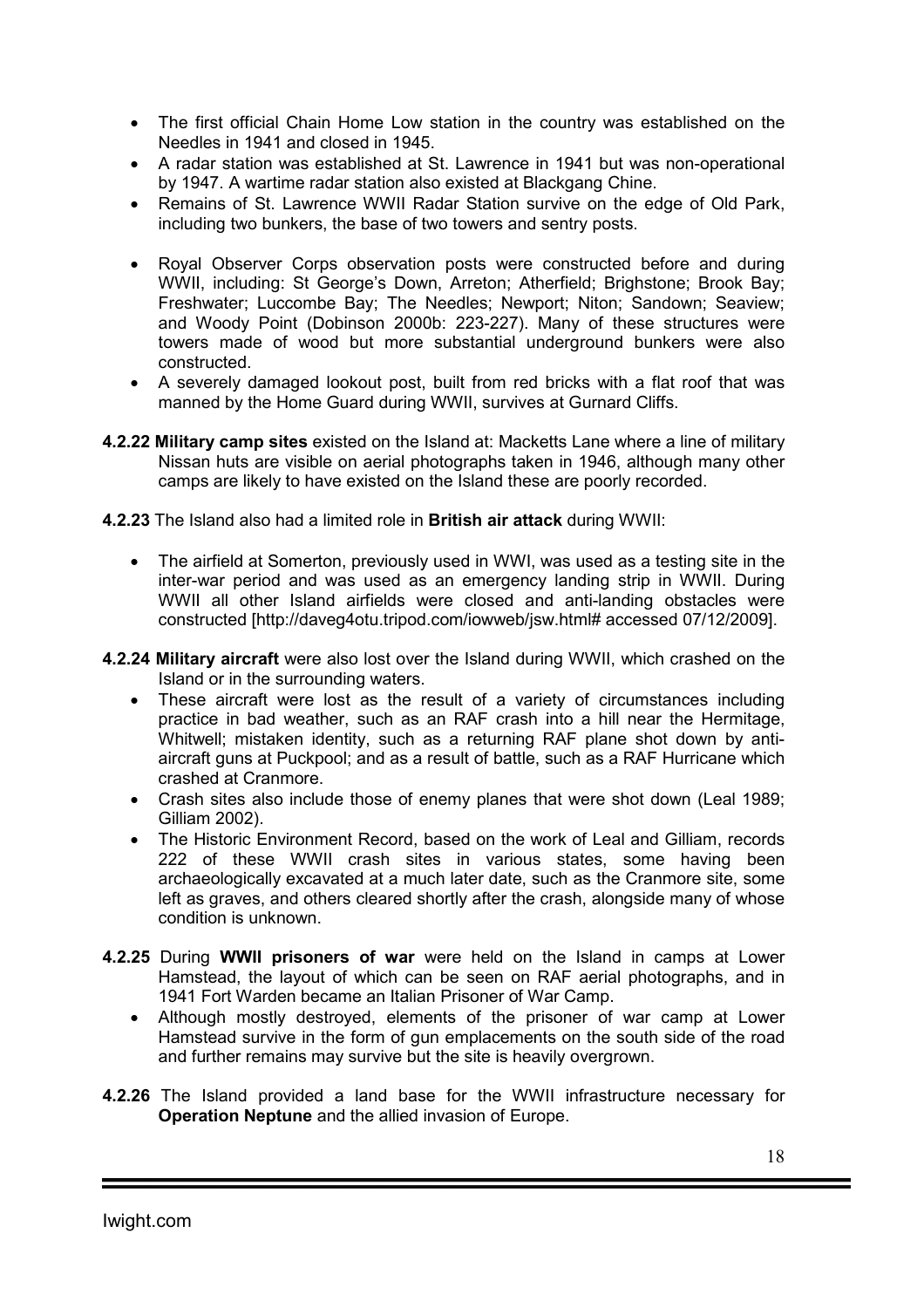- The first official Chain Home Low station in the country was established on the Needles in 1941 and closed in 1945.
- A radar station was established at St. Lawrence in 1941 but was non-operational by 1947. A wartime radar station also existed at Blackgang Chine.
- Remains of St. Lawrence WWII Radar Station survive on the edge of Old Park, including two bunkers, the base of two towers and sentry posts.

- Royal Observer Corps observation posts were constructed before and during WWII, including: St George's Down, Arreton; Atherfield; Brighstone; Brook Bay; Freshwater; Luccombe Bay; The Needles; Newport; Niton; Sandown; Seaview; and Woody Point (Dobinson 2000b: 223-227). Many of these structures were towers made of wood but more substantial underground bunkers were also constructed.
- A severely damaged lookout post, built from red bricks with a flat roof that was manned by the Home Guard during WWII, survives at Gurnard Cliffs.

**4.2.22 Military camp sites** existed on the Island at: Macketts Lane where a line of military Nissan huts are visible on aerial photographs taken in 1946, although many other camps are likely to have existed on the Island these are poorly recorded.

**4.2.23** The Island also had a limited role in **British air attack** during WWII:

- The airfield at Somerton, previously used in WWI, was used as a testing site in the inter-war period and was used as an emergency landing strip in WWII. During WWII all other Island airfields were closed and anti-landing obstacles were constructed [http://daveg4otu.tripod.com/iowweb/jsw.html# accessed 07/12/2009].

**4.2.24 Military aircraft** were also lost over the Island during WWII, which crashed on the Island or in the surrounding waters.

- These aircraft were lost as the result of a variety of circumstances including practice in bad weather, such as an RAF crash into a hill near the Hermitage, Whitwell; mistaken identity, such as a returning RAF plane shot down by anti-aircraft guns at Puckpool; and as a result of battle, such as a RAF Hurricane which crashed at Cranmore.
- Crash sites also include those of enemy planes that were shot down (Leal 1989; Gilliam 2002).
- The Historic Environment Record, based on the work of Leal and Gilliam, records 222 of these WWII crash sites in various states, some having been archaeologically excavated at a much later date, such as the Cranmore site, some left as graves, and others cleared shortly after the crash, alongside many of whose condition is unknown.

**4.2.25** During **WWII prisoners of war** were held on the Island in camps at Lower Hamstead, the layout of which can be seen on RAF aerial photographs, and in 1941 Fort Warden became an Italian Prisoner of War Camp.

- Although mostly destroyed, elements of the prisoner of war camp at Lower Hamstead survive in the form of gun emplacements on the south side of the road and further remains may survive but the site is heavily overgrown.

**4.2.26** The Island provided a land base for the WWII infrastructure necessary for **Operation Neptune** and the allied invasion of Europe.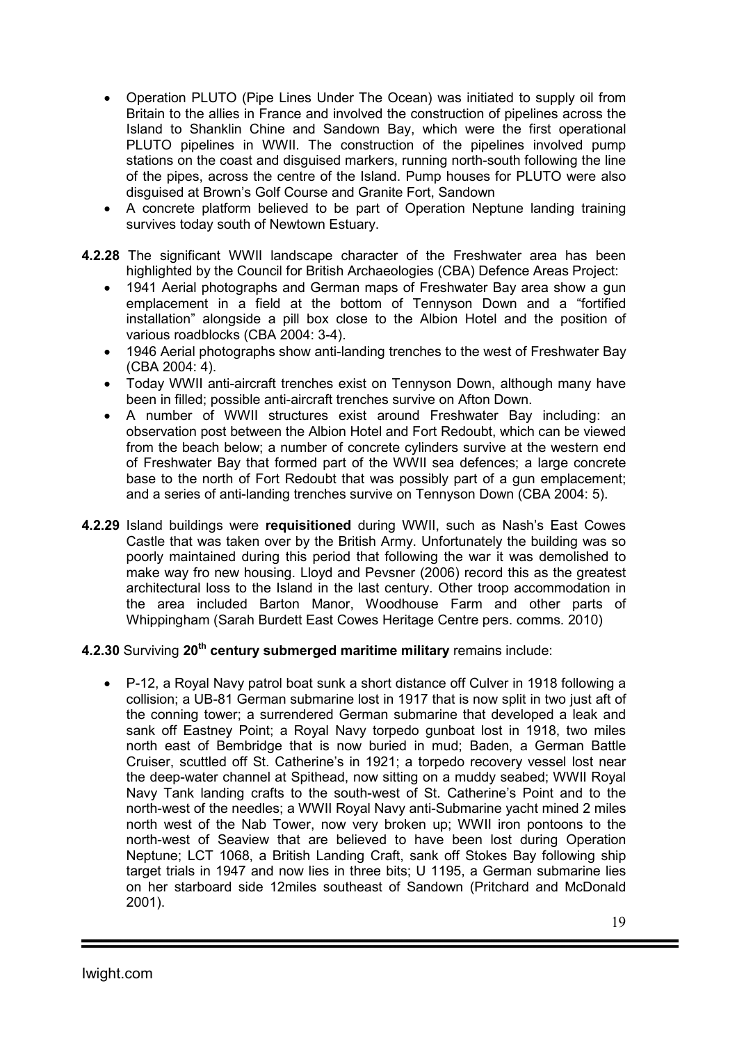- Operation PLUTO (Pipe Lines Under The Ocean) was initiated to supply oil from Britain to the allies in France and involved the construction of pipelines across the Island to Shanklin Chine and Sandown Bay, which were the first operational PLUTO pipelines in WWII. The construction of the pipelines involved pump stations on the coast and disguised markers, running north-south following the line of the pipes, across the centre of the Island. Pump houses for PLUTO were also disguised at Brown's Golf Course and Granite Fort, Sandown
- A concrete platform believed to be part of Operation Neptune landing training survives today south of Newtown Estuary.

**4.2.28** The significant WWII landscape character of the Freshwater area has been highlighted by the Council for British Archaeologies (CBA) Defence Areas Project:

- 1941 Aerial photographs and German maps of Freshwater Bay area show a gun emplacement in a field at the bottom of Tennyson Down and a "fortified installation" alongside a pill box close to the Albion Hotel and the position of various roadblocks (CBA 2004: 3-4).
- 1946 Aerial photographs show anti-landing trenches to the west of Freshwater Bay (CBA 2004: 4).
- Today WWII anti-aircraft trenches exist on Tennyson Down, although many have been in filled; possible anti-aircraft trenches survive on Afton Down.
- A number of WWII structures exist around Freshwater Bay including: an observation post between the Albion Hotel and Fort Redoubt, which can be viewed from the beach below; a number of concrete cylinders survive at the western end of Freshwater Bay that formed part of the WWII sea defences; a large concrete base to the north of Fort Redoubt that was possibly part of a gun emplacement; and a series of anti-landing trenches survive on Tennyson Down (CBA 2004: 5).

**4.2.29** Island buildings were **requisitioned** during WWII, such as Nash's East Cowes Castle that was taken over by the British Army. Unfortunately the building was so poorly maintained during this period that following the war it was demolished to make way fro new housing. Lloyd and Pevsner (2006) record this as the greatest architectural loss to the Island in the last century. Other troop accommodation in the area included Barton Manor, Woodhouse Farm and other parts of Whippingham (Sarah Burdett East Cowes Heritage Centre pers. comms. 2010)

**4.2.30** Surviving **20th century submerged maritime military** remains include:

- P-12, a Royal Navy patrol boat sunk a short distance off Culver in 1918 following a collision; a UB-81 German submarine lost in 1917 that is now split in two just aft of the conning tower; a surrendered German submarine that developed a leak and sank off Eastney Point; a Royal Navy torpedo gunboat lost in 1918, two miles north east of Bembridge that is now buried in mud; Baden, a German Battle Cruiser, scuttled off St. Catherine's in 1921; a torpedo recovery vessel lost near the deep-water channel at Spithead, now sitting on a muddy seabed; WWII Royal Navy Tank landing crafts to the south-west of St. Catherine's Point and to the north-west of the needles; a WWII Royal Navy anti-Submarine yacht mined 2 miles north west of the Nab Tower, now very broken up; WWII iron pontoons to the north-west of Seaview that are believed to have been lost during Operation Neptune; LCT 1068, a British Landing Craft, sank off Stokes Bay following ship target trials in 1947 and now lies in three bits; U 1195, a German submarine lies on her starboard side 12miles southeast of Sandown (Pritchard and McDonald 2001).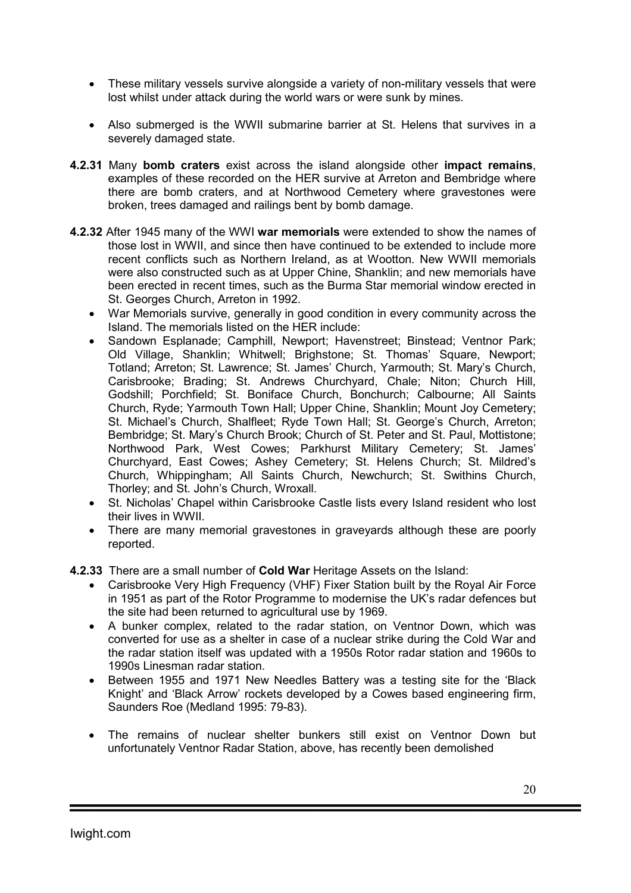- These military vessels survive alongside a variety of non-military vessels that were lost whilst under attack during the world wars or were sunk by mines.

- Also submerged is the WWII submarine barrier at St. Helens that survives in a severely damaged state.

**4.2.31** Many **bomb craters** exist across the island alongside other **impact remains**, examples of these recorded on the HER survive at Arreton and Bembridge where there are bomb craters, and at Northwood Cemetery where gravestones were broken, trees damaged and railings bent by bomb damage.

**4.2.32** After 1945 many of the WWI **war memorials** were extended to show the names of those lost in WWII, and since then have continued to be extended to include more recent conflicts such as Northern Ireland, as at Wootton. New WWII memorials were also constructed such as at Upper Chine, Shanklin; and new memorials have been erected in recent times, such as the Burma Star memorial window erected in St. Georges Church, Arreton in 1992.

- War Memorials survive, generally in good condition in every community across the Island. The memorials listed on the HER include:
- Sandown Esplanade; Camphill, Newport; Havenstreet; Binstead; Ventnor Park; Old Village, Shanklin; Whitwell; Brighstone; St. Thomas' Square, Newport; Totland; Arreton; St. Lawrence; St. James' Church, Yarmouth; St. Mary's Church, Carisbrooke; Brading; St. Andrews Churchyard, Chale; Niton; Church Hill, Godshill; Porchfield; St. Boniface Church, Bonchurch; Calbourne; All Saints Church, Ryde; Yarmouth Town Hall; Upper Chine, Shanklin; Mount Joy Cemetery; St. Michael's Church, Shalfleet; Ryde Town Hall; St. George's Church, Arreton; Bembridge; St. Mary's Church Brook; Church of St. Peter and St. Paul, Mottistone; Northwood Park, West Cowes; Parkhurst Military Cemetery; St. James' Churchyard, East Cowes; Ashey Cemetery; St. Helens Church; St. Mildred's Church, Whippingham; All Saints Church, Newchurch; St. Swithins Church, Thorley; and St. John's Church, Wroxall.
- St. Nicholas' Chapel within Carisbrooke Castle lists every Island resident who lost their lives in WWII.
- There are many memorial gravestones in graveyards although these are poorly reported.

**4.2.33** There are a small number of **Cold War** Heritage Assets on the Island:

- Carisbrooke Very High Frequency (VHF) Fixer Station built by the Royal Air Force in 1951 as part of the Rotor Programme to modernise the UK's radar defences but the site had been returned to agricultural use by 1969.
- A bunker complex, related to the radar station, on Ventnor Down, which was converted for use as a shelter in case of a nuclear strike during the Cold War and the radar station itself was updated with a 1950s Rotor radar station and 1960s to 1990s Linesman radar station.
- Between 1955 and 1971 New Needles Battery was a testing site for the 'Black Knight' and 'Black Arrow' rockets developed by a Cowes based engineering firm, Saunders Roe (Medland 1995: 79-83).

- The remains of nuclear shelter bunkers still exist on Ventnor Down but unfortunately Ventnor Radar Station, above, has recently been demolished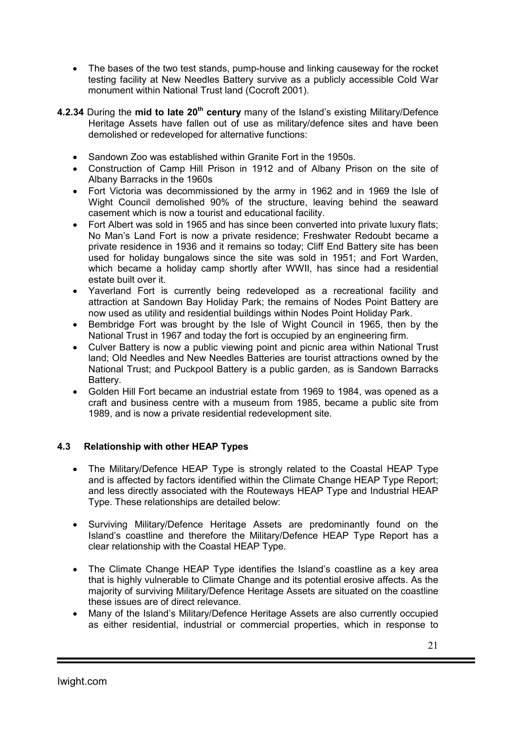- The bases of the two test stands, pump-house and linking causeway for the rocket testing facility at New Needles Battery survive as a publicly accessible Cold War monument within National Trust land (Cocroft 2001).

**4.2.34** During the **mid to late 20th century** many of the Island's existing Military/Defence Heritage Assets have fallen out of use as military/defence sites and have been demolished or redeveloped for alternative functions:

- Sandown Zoo was established within Granite Fort in the 1950s.
- Construction of Camp Hill Prison in 1912 and of Albany Prison on the site of Albany Barracks in the 1960s
- Fort Victoria was decommissioned by the army in 1962 and in 1969 the Isle of Wight Council demolished 90% of the structure, leaving behind the seaward casement which is now a tourist and educational facility.
- Fort Albert was sold in 1965 and has since been converted into private luxury flats; No Man's Land Fort is now a private residence; Freshwater Redoubt became a private residence in 1936 and it remains so today; Cliff End Battery site has been used for holiday bungalows since the site was sold in 1951; and Fort Warden, which became a holiday camp shortly after WWII, has since had a residential estate built over it.
- Yaverland Fort is currently being redeveloped as a recreational facility and attraction at Sandown Bay Holiday Park; the remains of Nodes Point Battery are now used as utility and residential buildings within Nodes Point Holiday Park.
- Bembridge Fort was brought by the Isle of Wight Council in 1965, then by the National Trust in 1967 and today the fort is occupied by an engineering firm.
- Culver Battery is now a public viewing point and picnic area within National Trust land; Old Needles and New Needles Batteries are tourist attractions owned by the National Trust; and Puckpool Battery is a public garden, as is Sandown Barracks Battery.
- Golden Hill Fort became an industrial estate from 1969 to 1984, was opened as a craft and business centre with a museum from 1985, became a public site from 1989, and is now a private residential redevelopment site.

### 4.3 Relationship with other HEAP Types

- The Military/Defence HEAP Type is strongly related to the Coastal HEAP Type and is affected by factors identified within the Climate Change HEAP Type Report; and less directly associated with the Routeways HEAP Type and Industrial HEAP Type. These relationships are detailed below:

- Surviving Military/Defence Heritage Assets are predominantly found on the Island's coastline and therefore the Military/Defence HEAP Type Report has a clear relationship with the Coastal HEAP Type.

- The Climate Change HEAP Type identifies the Island's coastline as a key area that is highly vulnerable to Climate Change and its potential erosive affects. As the majority of surviving Military/Defence Heritage Assets are situated on the coastline these issues are of direct relevance.
- Many of the Island's Military/Defence Heritage Assets are also currently occupied as either residential, industrial or commercial properties, which in response to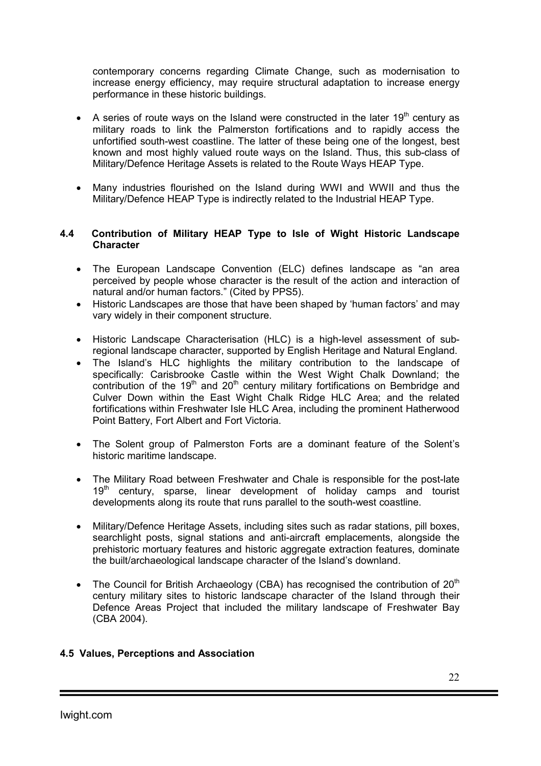contemporary concerns regarding Climate Change, such as modernisation to increase energy efficiency, may require structural adaptation to increase energy performance in these historic buildings.

- A series of route ways on the Island were constructed in the later 19th century as military roads to link the Palmerston fortifications and to rapidly access the unfortified south-west coastline. The latter of these being one of the longest, best known and most highly valued route ways on the Island. Thus, this sub-class of Military/Defence Heritage Assets is related to the Route Ways HEAP Type.

- Many industries flourished on the Island during WWI and WWII and thus the Military/Defence HEAP Type is indirectly related to the Industrial HEAP Type.

## 4.4 Contribution of Military HEAP Type to Isle of Wight Historic Landscape Character

- The European Landscape Convention (ELC) defines landscape as "an area perceived by people whose character is the result of the action and interaction of natural and/or human factors." (Cited by PPS5).
- Historic Landscapes are those that have been shaped by 'human factors' and may vary widely in their component structure.

- Historic Landscape Characterisation (HLC) is a high-level assessment of sub-regional landscape character, supported by English Heritage and Natural England.
- The Island's HLC highlights the military contribution to the landscape of specifically: Carisbrooke Castle within the West Wight Chalk Downland; the contribution of the 19th and 20th century military fortifications on Bembridge and Culver Down within the East Wight Chalk Ridge HLC Area; and the related fortifications within Freshwater Isle HLC Area, including the prominent Hatherwood Point Battery, Fort Albert and Fort Victoria.

- The Solent group of Palmerston Forts are a dominant feature of the Solent's historic maritime landscape.

- The Military Road between Freshwater and Chale is responsible for the post-late 19th century, sparse, linear development of holiday camps and tourist developments along its route that runs parallel to the south-west coastline.

- Military/Defence Heritage Assets, including sites such as radar stations, pill boxes, searchlight posts, signal stations and anti-aircraft emplacements, alongside the prehistoric mortuary features and historic aggregate extraction features, dominate the built/archaeological landscape character of the Island's downland.

- The Council for British Archaeology (CBA) has recognised the contribution of 20th century military sites to historic landscape character of the Island through their Defence Areas Project that included the military landscape of Freshwater Bay (CBA 2004).

## 4.5 Values, Perceptions and Association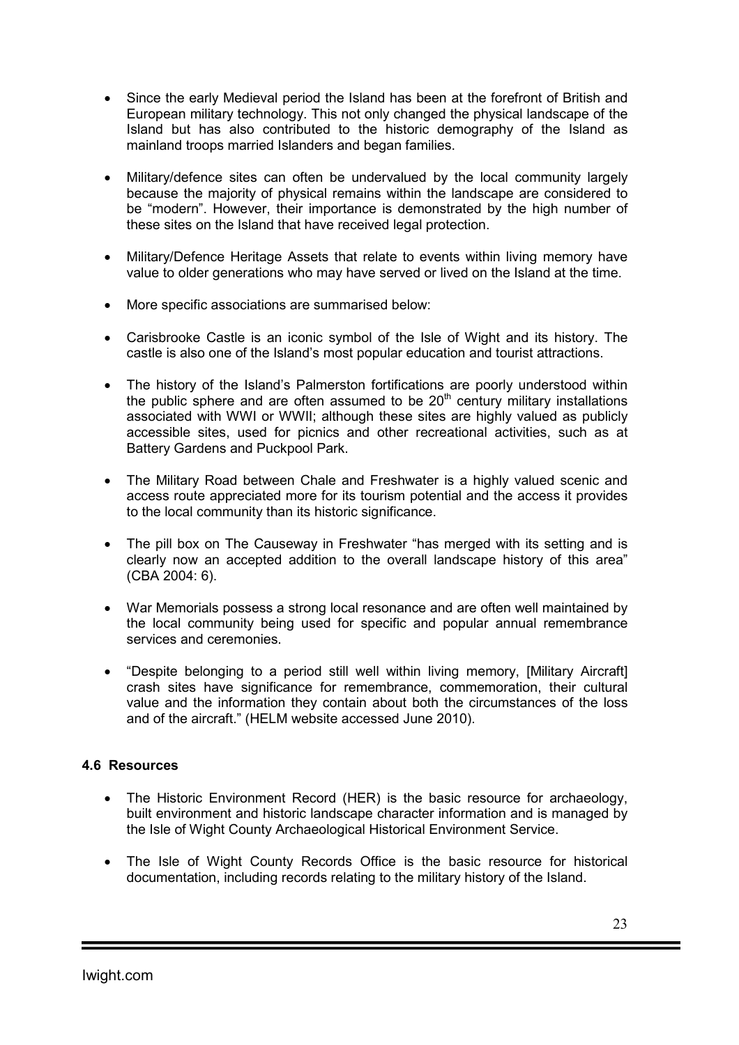- Since the early Medieval period the Island has been at the forefront of British and European military technology. This not only changed the physical landscape of the Island but has also contributed to the historic demography of the Island as mainland troops married Islanders and began families.

- Military/defence sites can often be undervalued by the local community largely because the majority of physical remains within the landscape are considered to be "modern". However, their importance is demonstrated by the high number of these sites on the Island that have received legal protection.

- Military/Defence Heritage Assets that relate to events within living memory have value to older generations who may have served or lived on the Island at the time.

- More specific associations are summarised below:

- Carisbrooke Castle is an iconic symbol of the Isle of Wight and its history. The castle is also one of the Island's most popular education and tourist attractions.

- The history of the Island's Palmerston fortifications are poorly understood within the public sphere and are often assumed to be 20th century military installations associated with WWI or WWII; although these sites are highly valued as publicly accessible sites, used for picnics and other recreational activities, such as at Battery Gardens and Puckpool Park.

- The Military Road between Chale and Freshwater is a highly valued scenic and access route appreciated more for its tourism potential and the access it provides to the local community than its historic significance.

- The pill box on The Causeway in Freshwater "has merged with its setting and is clearly now an accepted addition to the overall landscape history of this area" (CBA 2004: 6).

- War Memorials possess a strong local resonance and are often well maintained by the local community being used for specific and popular annual remembrance services and ceremonies.

- "Despite belonging to a period still well within living memory, [Military Aircraft] crash sites have significance for remembrance, commemoration, their cultural value and the information they contain about both the circumstances of the loss and of the aircraft." (HELM website accessed June 2010).

### 4.6 Resources

- The Historic Environment Record (HER) is the basic resource for archaeology, built environment and historic landscape character information and is managed by the Isle of Wight County Archaeological Historical Environment Service.

- The Isle of Wight County Records Office is the basic resource for historical documentation, including records relating to the military history of the Island.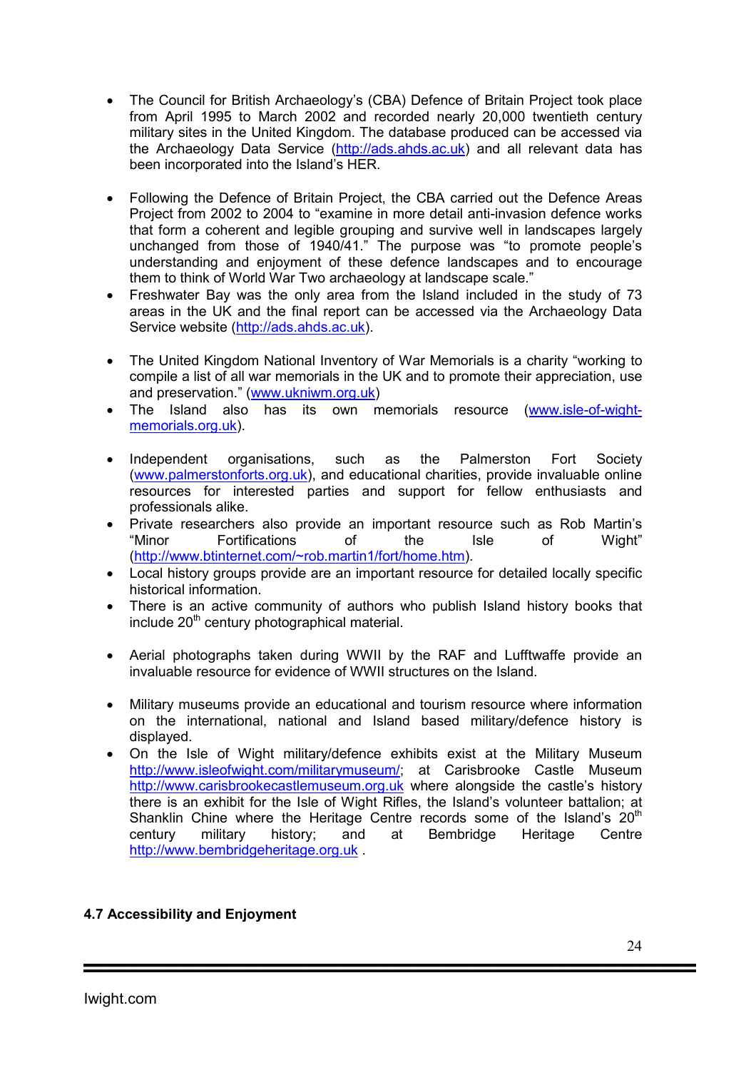- The Council for British Archaeology's (CBA) Defence of Britain Project took place from April 1995 to March 2002 and recorded nearly 20,000 twentieth century military sites in the United Kingdom. The database produced can be accessed via the Archaeology Data Service (http://ads.ahds.ac.uk) and all relevant data has been incorporated into the Island's HER.

- Following the Defence of Britain Project, the CBA carried out the Defence Areas Project from 2002 to 2004 to "examine in more detail anti-invasion defence works that form a coherent and legible grouping and survive well in landscapes largely unchanged from those of 1940/41." The purpose was "to promote people's understanding and enjoyment of these defence landscapes and to encourage them to think of World War Two archaeology at landscape scale."
- Freshwater Bay was the only area from the Island included in the study of 73 areas in the UK and the final report can be accessed via the Archaeology Data Service website (http://ads.ahds.ac.uk).

- The United Kingdom National Inventory of War Memorials is a charity "working to compile a list of all war memorials in the UK and to promote their appreciation, use and preservation." (www.ukniwm.org.uk)
- The Island also has its own memorials resource (www.isle-of-wight-memorials.org.uk).

- Independent organisations, such as the Palmerston Fort Society (www.palmerstonforts.org.uk), and educational charities, provide invaluable online resources for interested parties and support for fellow enthusiasts and professionals alike.
- Private researchers also provide an important resource such as Rob Martin's "Minor Fortifications of the Isle of Wight" (http://www.btinternet.com/~rob.martin1/fort/home.htm).
- Local history groups provide are an important resource for detailed locally specific historical information.
- There is an active community of authors who publish Island history books that include 20th century photographical material.

- Aerial photographs taken during WWII by the RAF and Lufftwaffe provide an invaluable resource for evidence of WWII structures on the Island.

- Military museums provide an educational and tourism resource where information on the international, national and Island based military/defence history is displayed.
- On the Isle of Wight military/defence exhibits exist at the Military Museum http://www.isleofwight.com/militarymuseum/; at Carisbrooke Castle Museum http://www.carisbrookecastlemuseum.org.uk where alongside the castle's history there is an exhibit for the Isle of Wight Rifles, the Island's volunteer battalion; at Shanklin Chine where the Heritage Centre records some of the Island's 20th century military history; and at Bembridge Heritage Centre http://www.bembridgeheritage.org.uk .

#### 4.7 Accessibility and Enjoyment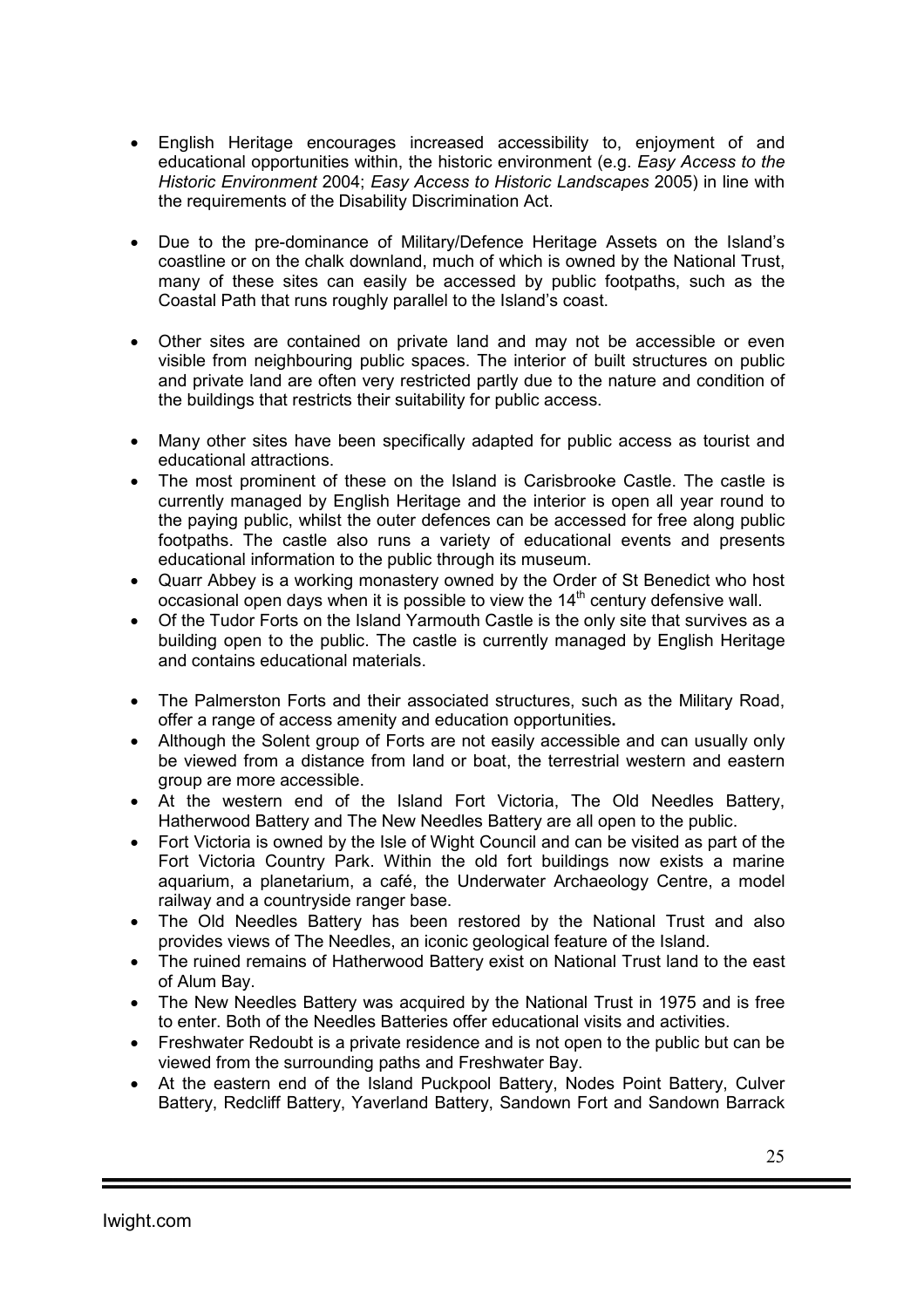- English Heritage encourages increased accessibility to, enjoyment of and educational opportunities within, the historic environment (e.g. *Easy Access to the Historic Environment* 2004; *Easy Access to Historic Landscapes* 2005) in line with the requirements of the Disability Discrimination Act.

- Due to the pre-dominance of Military/Defence Heritage Assets on the Island's coastline or on the chalk downland, much of which is owned by the National Trust, many of these sites can easily be accessed by public footpaths, such as the Coastal Path that runs roughly parallel to the Island's coast.

- Other sites are contained on private land and may not be accessible or even visible from neighbouring public spaces. The interior of built structures on public and private land are often very restricted partly due to the nature and condition of the buildings that restricts their suitability for public access.

- Many other sites have been specifically adapted for public access as tourist and educational attractions.
- The most prominent of these on the Island is Carisbrooke Castle. The castle is currently managed by English Heritage and the interior is open all year round to the paying public, whilst the outer defences can be accessed for free along public footpaths. The castle also runs a variety of educational events and presents educational information to the public through its museum.
- Quarr Abbey is a working monastery owned by the Order of St Benedict who host occasional open days when it is possible to view the 14th century defensive wall.
- Of the Tudor Forts on the Island Yarmouth Castle is the only site that survives as a building open to the public. The castle is currently managed by English Heritage and contains educational materials.

- The Palmerston Forts and their associated structures, such as the Military Road, offer a range of access amenity and education opportunities**.**
- Although the Solent group of Forts are not easily accessible and can usually only be viewed from a distance from land or boat, the terrestrial western and eastern group are more accessible.
- At the western end of the Island Fort Victoria, The Old Needles Battery, Hatherwood Battery and The New Needles Battery are all open to the public.
- Fort Victoria is owned by the Isle of Wight Council and can be visited as part of the Fort Victoria Country Park. Within the old fort buildings now exists a marine aquarium, a planetarium, a café, the Underwater Archaeology Centre, a model railway and a countryside ranger base.
- The Old Needles Battery has been restored by the National Trust and also provides views of The Needles, an iconic geological feature of the Island.
- The ruined remains of Hatherwood Battery exist on National Trust land to the east of Alum Bay.
- The New Needles Battery was acquired by the National Trust in 1975 and is free to enter. Both of the Needles Batteries offer educational visits and activities.
- Freshwater Redoubt is a private residence and is not open to the public but can be viewed from the surrounding paths and Freshwater Bay.
- At the eastern end of the Island Puckpool Battery, Nodes Point Battery, Culver Battery, Redcliff Battery, Yaverland Battery, Sandown Fort and Sandown Barrack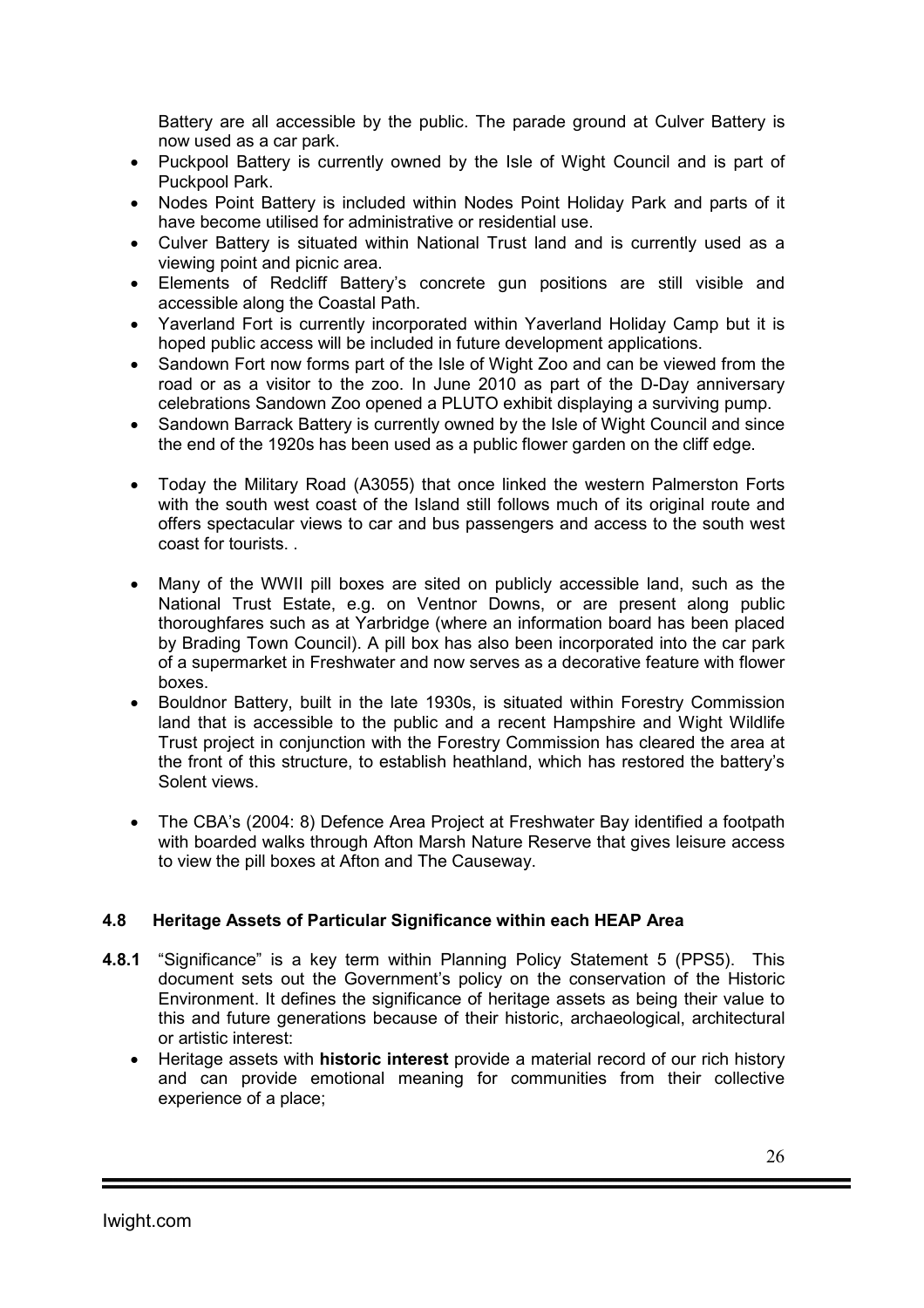Battery are all accessible by the public. The parade ground at Culver Battery is now used as a car park.

- Puckpool Battery is currently owned by the Isle of Wight Council and is part of Puckpool Park.
- Nodes Point Battery is included within Nodes Point Holiday Park and parts of it have become utilised for administrative or residential use.
- Culver Battery is situated within National Trust land and is currently used as a viewing point and picnic area.
- Elements of Redcliff Battery's concrete gun positions are still visible and accessible along the Coastal Path.
- Yaverland Fort is currently incorporated within Yaverland Holiday Camp but it is hoped public access will be included in future development applications.
- Sandown Fort now forms part of the Isle of Wight Zoo and can be viewed from the road or as a visitor to the zoo. In June 2010 as part of the D-Day anniversary celebrations Sandown Zoo opened a PLUTO exhibit displaying a surviving pump.
- Sandown Barrack Battery is currently owned by the Isle of Wight Council and since the end of the 1920s has been used as a public flower garden on the cliff edge.

- Today the Military Road (A3055) that once linked the western Palmerston Forts with the south west coast of the Island still follows much of its original route and offers spectacular views to car and bus passengers and access to the south west coast for tourists. .

- Many of the WWII pill boxes are sited on publicly accessible land, such as the National Trust Estate, e.g. on Ventnor Downs, or are present along public thoroughfares such as at Yarbridge (where an information board has been placed by Brading Town Council). A pill box has also been incorporated into the car park of a supermarket in Freshwater and now serves as a decorative feature with flower boxes.
- Bouldnor Battery, built in the late 1930s, is situated within Forestry Commission land that is accessible to the public and a recent Hampshire and Wight Wildlife Trust project in conjunction with the Forestry Commission has cleared the area at the front of this structure, to establish heathland, which has restored the battery's Solent views.

- The CBA's (2004: 8) Defence Area Project at Freshwater Bay identified a footpath with boarded walks through Afton Marsh Nature Reserve that gives leisure access to view the pill boxes at Afton and The Causeway.

### 4.8 Heritage Assets of Particular Significance within each HEAP Area

**4.8.1** "Significance" is a key term within Planning Policy Statement 5 (PPS5). This document sets out the Government's policy on the conservation of the Historic Environment. It defines the significance of heritage assets as being their value to this and future generations because of their historic, archaeological, architectural or artistic interest:

- Heritage assets with **historic interest** provide a material record of our rich history and can provide emotional meaning for communities from their collective experience of a place;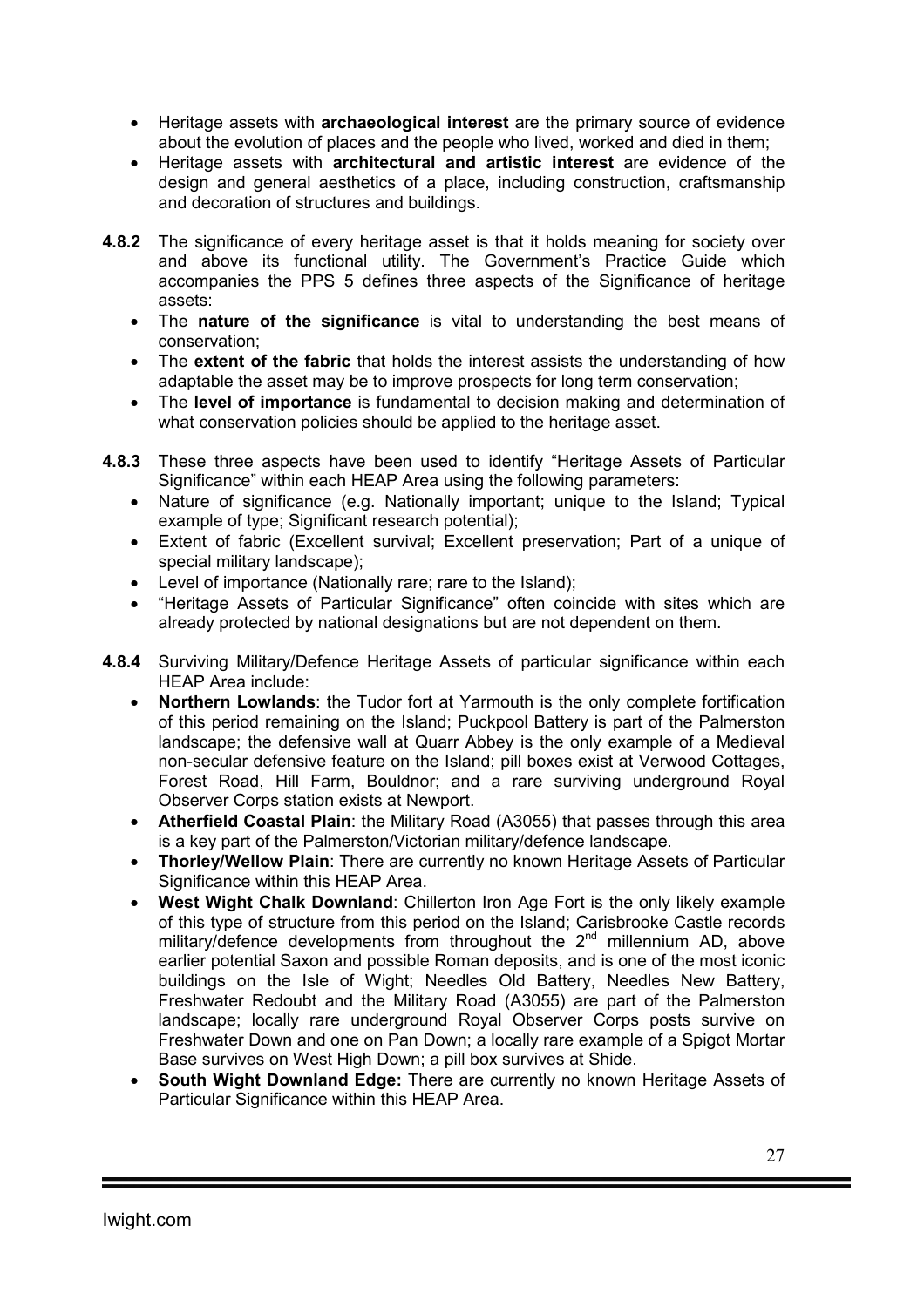- Heritage assets with **archaeological interest** are the primary source of evidence about the evolution of places and the people who lived, worked and died in them;
- Heritage assets with **architectural and artistic interest** are evidence of the design and general aesthetics of a place, including construction, craftsmanship and decoration of structures and buildings.

**4.8.2** The significance of every heritage asset is that it holds meaning for society over and above its functional utility. The Government's Practice Guide which accompanies the PPS 5 defines three aspects of the Significance of heritage assets:

- The **nature of the significance** is vital to understanding the best means of conservation;
- The **extent of the fabric** that holds the interest assists the understanding of how adaptable the asset may be to improve prospects for long term conservation;
- The **level of importance** is fundamental to decision making and determination of what conservation policies should be applied to the heritage asset.

**4.8.3** These three aspects have been used to identify "Heritage Assets of Particular Significance" within each HEAP Area using the following parameters:

- Nature of significance (e.g. Nationally important; unique to the Island; Typical example of type; Significant research potential);
- Extent of fabric (Excellent survival; Excellent preservation; Part of a unique of special military landscape);
- Level of importance (Nationally rare; rare to the Island);
- "Heritage Assets of Particular Significance" often coincide with sites which are already protected by national designations but are not dependent on them.

**4.8.4** Surviving Military/Defence Heritage Assets of particular significance within each HEAP Area include:

- **Northern Lowlands**: the Tudor fort at Yarmouth is the only complete fortification of this period remaining on the Island; Puckpool Battery is part of the Palmerston landscape; the defensive wall at Quarr Abbey is the only example of a Medieval non-secular defensive feature on the Island; pill boxes exist at Verwood Cottages, Forest Road, Hill Farm, Bouldnor; and a rare surviving underground Royal Observer Corps station exists at Newport.
- **Atherfield Coastal Plain**: the Military Road (A3055) that passes through this area is a key part of the Palmerston/Victorian military/defence landscape.
- **Thorley/Wellow Plain**: There are currently no known Heritage Assets of Particular Significance within this HEAP Area.
- **West Wight Chalk Downland**: Chillerton Iron Age Fort is the only likely example of this type of structure from this period on the Island; Carisbrooke Castle records military/defence developments from throughout the 2nd millennium AD, above earlier potential Saxon and possible Roman deposits, and is one of the most iconic buildings on the Isle of Wight; Needles Old Battery, Needles New Battery, Freshwater Redoubt and the Military Road (A3055) are part of the Palmerston landscape; locally rare underground Royal Observer Corps posts survive on Freshwater Down and one on Pan Down; a locally rare example of a Spigot Mortar Base survives on West High Down; a pill box survives at Shide.
- **South Wight Downland Edge:** There are currently no known Heritage Assets of Particular Significance within this HEAP Area.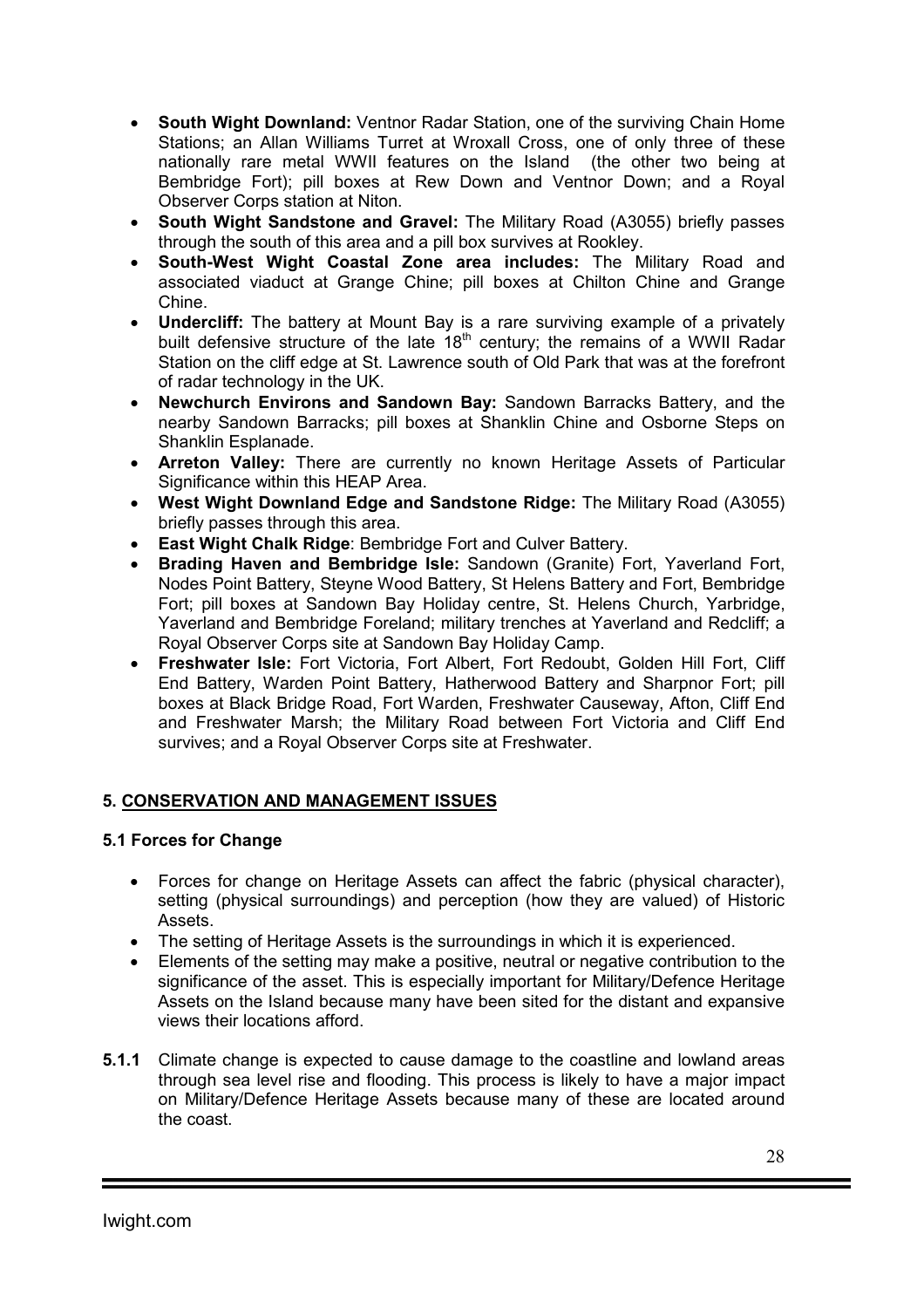- **South Wight Downland:** Ventnor Radar Station, one of the surviving Chain Home Stations; an Allan Williams Turret at Wroxall Cross, one of only three of these nationally rare metal WWII features on the Island (the other two being at Bembridge Fort); pill boxes at Rew Down and Ventnor Down; and a Royal Observer Corps station at Niton.
- **South Wight Sandstone and Gravel:** The Military Road (A3055) briefly passes through the south of this area and a pill box survives at Rookley.
- **South-West Wight Coastal Zone area includes:** The Military Road and associated viaduct at Grange Chine; pill boxes at Chilton Chine and Grange Chine.
- **Undercliff:** The battery at Mount Bay is a rare surviving example of a privately built defensive structure of the late 18th century; the remains of a WWII Radar Station on the cliff edge at St. Lawrence south of Old Park that was at the forefront of radar technology in the UK.
- **Newchurch Environs and Sandown Bay:** Sandown Barracks Battery, and the nearby Sandown Barracks; pill boxes at Shanklin Chine and Osborne Steps on Shanklin Esplanade.
- **Arreton Valley:** There are currently no known Heritage Assets of Particular Significance within this HEAP Area.
- **West Wight Downland Edge and Sandstone Ridge:** The Military Road (A3055) briefly passes through this area.
- **East Wight Chalk Ridge**: Bembridge Fort and Culver Battery.
- **Brading Haven and Bembridge Isle:** Sandown (Granite) Fort, Yaverland Fort, Nodes Point Battery, Steyne Wood Battery, St Helens Battery and Fort, Bembridge Fort; pill boxes at Sandown Bay Holiday centre, St. Helens Church, Yarbridge, Yaverland and Bembridge Foreland; military trenches at Yaverland and Redcliff; a Royal Observer Corps site at Sandown Bay Holiday Camp.
- **Freshwater Isle:** Fort Victoria, Fort Albert, Fort Redoubt, Golden Hill Fort, Cliff End Battery, Warden Point Battery, Hatherwood Battery and Sharpnor Fort; pill boxes at Black Bridge Road, Fort Warden, Freshwater Causeway, Afton, Cliff End and Freshwater Marsh; the Military Road between Fort Victoria and Cliff End survives; and a Royal Observer Corps site at Freshwater.

## 5. CONSERVATION AND MANAGEMENT ISSUES

### 5.1 Forces for Change

- Forces for change on Heritage Assets can affect the fabric (physical character), setting (physical surroundings) and perception (how they are valued) of Historic Assets.
- The setting of Heritage Assets is the surroundings in which it is experienced.
- Elements of the setting may make a positive, neutral or negative contribution to the significance of the asset. This is especially important for Military/Defence Heritage Assets on the Island because many have been sited for the distant and expansive views their locations afford.

**5.1.1** Climate change is expected to cause damage to the coastline and lowland areas through sea level rise and flooding. This process is likely to have a major impact on Military/Defence Heritage Assets because many of these are located around the coast.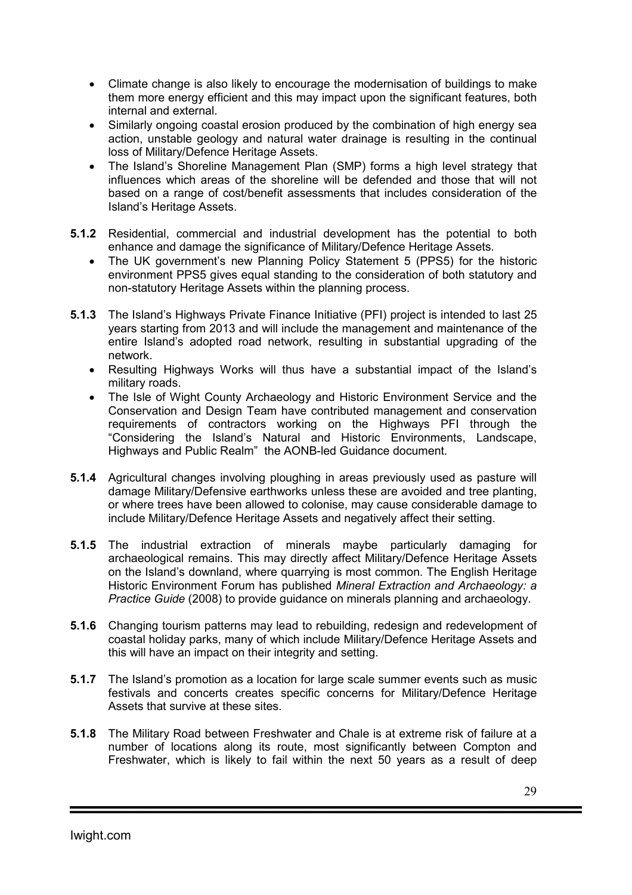- Climate change is also likely to encourage the modernisation of buildings to make them more energy efficient and this may impact upon the significant features, both internal and external.
- Similarly ongoing coastal erosion produced by the combination of high energy sea action, unstable geology and natural water drainage is resulting in the continual loss of Military/Defence Heritage Assets.
- The Island's Shoreline Management Plan (SMP) forms a high level strategy that influences which areas of the shoreline will be defended and those that will not based on a range of cost/benefit assessments that includes consideration of the Island's Heritage Assets.

**5.1.2** Residential, commercial and industrial development has the potential to both enhance and damage the significance of Military/Defence Heritage Assets.

- The UK government's new Planning Policy Statement 5 (PPS5) for the historic environment PPS5 gives equal standing to the consideration of both statutory and non-statutory Heritage Assets within the planning process.

**5.1.3** The Island's Highways Private Finance Initiative (PFI) project is intended to last 25 years starting from 2013 and will include the management and maintenance of the entire Island's adopted road network, resulting in substantial upgrading of the network.

- Resulting Highways Works will thus have a substantial impact of the Island's military roads.
- The Isle of Wight County Archaeology and Historic Environment Service and the Conservation and Design Team have contributed management and conservation requirements of contractors working on the Highways PFI through the "Considering the Island's Natural and Historic Environments, Landscape, Highways and Public Realm" the AONB-led Guidance document.

**5.1.4** Agricultural changes involving ploughing in areas previously used as pasture will damage Military/Defensive earthworks unless these are avoided and tree planting, or where trees have been allowed to colonise, may cause considerable damage to include Military/Defence Heritage Assets and negatively affect their setting.

**5.1.5** The industrial extraction of minerals maybe particularly damaging for archaeological remains. This may directly affect Military/Defence Heritage Assets on the Island's downland, where quarrying is most common. The English Heritage Historic Environment Forum has published *Mineral Extraction and Archaeology: a Practice Guide* (2008) to provide guidance on minerals planning and archaeology.

**5.1.6** Changing tourism patterns may lead to rebuilding, redesign and redevelopment of coastal holiday parks, many of which include Military/Defence Heritage Assets and this will have an impact on their integrity and setting.

**5.1.7** The Island's promotion as a location for large scale summer events such as music festivals and concerts creates specific concerns for Military/Defence Heritage Assets that survive at these sites.

**5.1.8** The Military Road between Freshwater and Chale is at extreme risk of failure at a number of locations along its route, most significantly between Compton and Freshwater, which is likely to fail within the next 50 years as a result of deep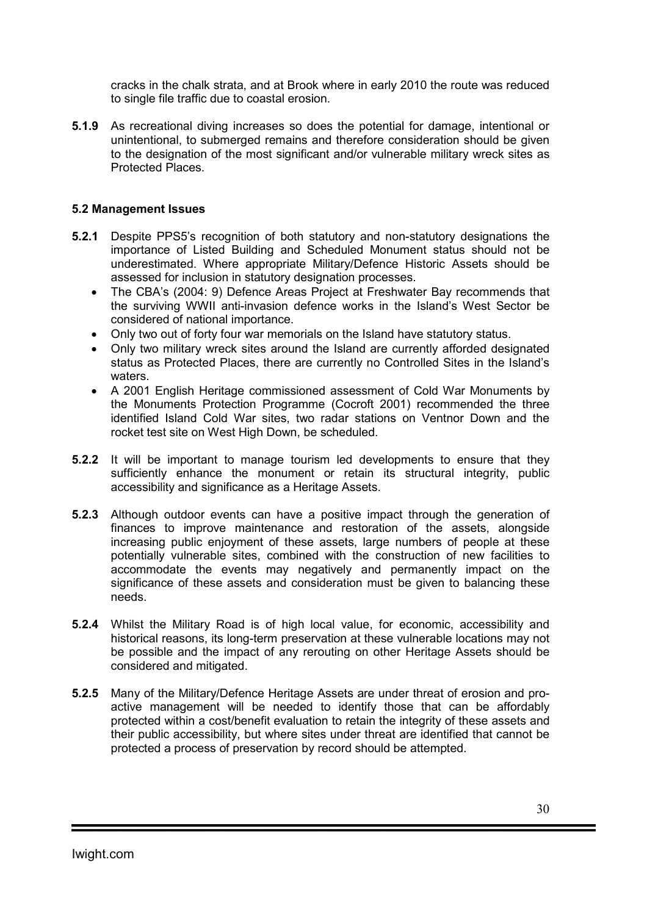cracks in the chalk strata, and at Brook where in early 2010 the route was reduced to single file traffic due to coastal erosion.

**5.1.9** As recreational diving increases so does the potential for damage, intentional or unintentional, to submerged remains and therefore consideration should be given to the designation of the most significant and/or vulnerable military wreck sites as Protected Places.

### 5.2 Management Issues

**5.2.1** Despite PPS5's recognition of both statutory and non-statutory designations the importance of Listed Building and Scheduled Monument status should not be underestimated. Where appropriate Military/Defence Historic Assets should be assessed for inclusion in statutory designation processes.

- The CBA's (2004: 9) Defence Areas Project at Freshwater Bay recommends that the surviving WWII anti-invasion defence works in the Island's West Sector be considered of national importance.
- Only two out of forty four war memorials on the Island have statutory status.
- Only two military wreck sites around the Island are currently afforded designated status as Protected Places, there are currently no Controlled Sites in the Island's waters.
- A 2001 English Heritage commissioned assessment of Cold War Monuments by the Monuments Protection Programme (Cocroft 2001) recommended the three identified Island Cold War sites, two radar stations on Ventnor Down and the rocket test site on West High Down, be scheduled.

**5.2.2** It will be important to manage tourism led developments to ensure that they sufficiently enhance the monument or retain its structural integrity, public accessibility and significance as a Heritage Assets.

**5.2.3** Although outdoor events can have a positive impact through the generation of finances to improve maintenance and restoration of the assets, alongside increasing public enjoyment of these assets, large numbers of people at these potentially vulnerable sites, combined with the construction of new facilities to accommodate the events may negatively and permanently impact on the significance of these assets and consideration must be given to balancing these needs.

**5.2.4** Whilst the Military Road is of high local value, for economic, accessibility and historical reasons, its long-term preservation at these vulnerable locations may not be possible and the impact of any rerouting on other Heritage Assets should be considered and mitigated.

**5.2.5** Many of the Military/Defence Heritage Assets are under threat of erosion and pro-active management will be needed to identify those that can be affordably protected within a cost/benefit evaluation to retain the integrity of these assets and their public accessibility, but where sites under threat are identified that cannot be protected a process of preservation by record should be attempted.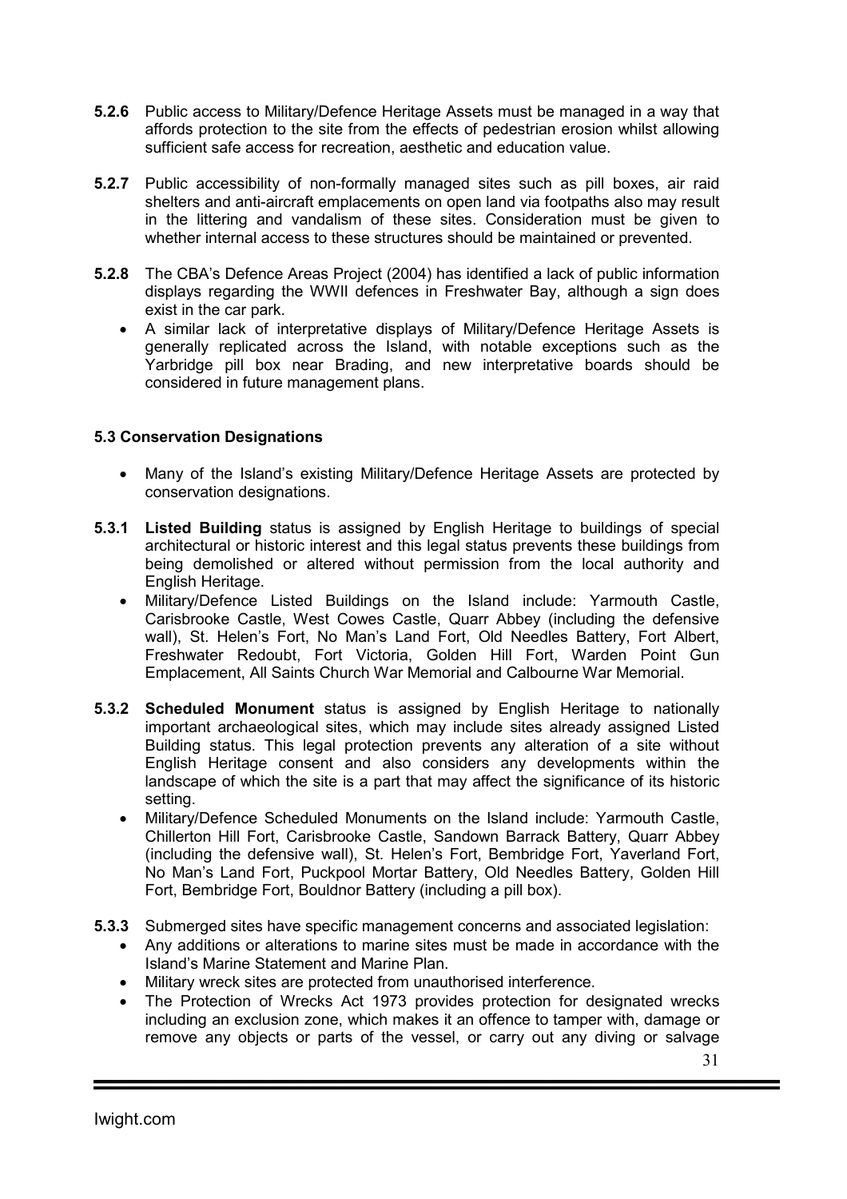**5.2.6** Public access to Military/Defence Heritage Assets must be managed in a way that affords protection to the site from the effects of pedestrian erosion whilst allowing sufficient safe access for recreation, aesthetic and education value.

**5.2.7** Public accessibility of non-formally managed sites such as pill boxes, air raid shelters and anti-aircraft emplacements on open land via footpaths also may result in the littering and vandalism of these sites. Consideration must be given to whether internal access to these structures should be maintained or prevented.

**5.2.8** The CBA's Defence Areas Project (2004) has identified a lack of public information displays regarding the WWII defences in Freshwater Bay, although a sign does exist in the car park.

- A similar lack of interpretative displays of Military/Defence Heritage Assets is generally replicated across the Island, with notable exceptions such as the Yarbridge pill box near Brading, and new interpretative boards should be considered in future management plans.

### 5.3 Conservation Designations

- Many of the Island's existing Military/Defence Heritage Assets are protected by conservation designations.

**5.3.1** **Listed Building** status is assigned by English Heritage to buildings of special architectural or historic interest and this legal status prevents these buildings from being demolished or altered without permission from the local authority and English Heritage.

- Military/Defence Listed Buildings on the Island include: Yarmouth Castle, Carisbrooke Castle, West Cowes Castle, Quarr Abbey (including the defensive wall), St. Helen's Fort, No Man's Land Fort, Old Needles Battery, Fort Albert, Freshwater Redoubt, Fort Victoria, Golden Hill Fort, Warden Point Gun Emplacement, All Saints Church War Memorial and Calbourne War Memorial.

**5.3.2** **Scheduled Monument** status is assigned by English Heritage to nationally important archaeological sites, which may include sites already assigned Listed Building status. This legal protection prevents any alteration of a site without English Heritage consent and also considers any developments within the landscape of which the site is a part that may affect the significance of its historic setting.

- Military/Defence Scheduled Monuments on the Island include: Yarmouth Castle, Chillerton Hill Fort, Carisbrooke Castle, Sandown Barrack Battery, Quarr Abbey (including the defensive wall), St. Helen's Fort, Bembridge Fort, Yaverland Fort, No Man's Land Fort, Puckpool Mortar Battery, Old Needles Battery, Golden Hill Fort, Bembridge Fort, Bouldnor Battery (including a pill box).

**5.3.3** Submerged sites have specific management concerns and associated legislation:

- Any additions or alterations to marine sites must be made in accordance with the Island's Marine Statement and Marine Plan.
- Military wreck sites are protected from unauthorised interference.
- The Protection of Wrecks Act 1973 provides protection for designated wrecks including an exclusion zone, which makes it an offence to tamper with, damage or remove any objects or parts of the vessel, or carry out any diving or salvage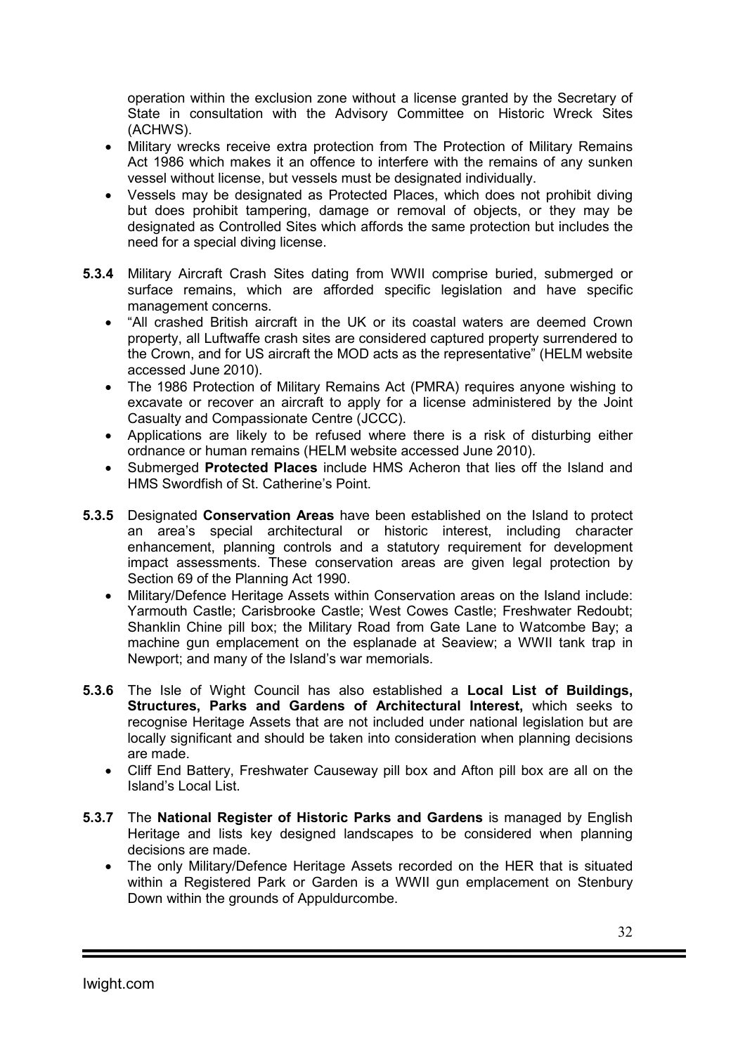operation within the exclusion zone without a license granted by the Secretary of State in consultation with the Advisory Committee on Historic Wreck Sites (ACHWS).

- Military wrecks receive extra protection from The Protection of Military Remains Act 1986 which makes it an offence to interfere with the remains of any sunken vessel without license, but vessels must be designated individually.
- Vessels may be designated as Protected Places, which does not prohibit diving but does prohibit tampering, damage or removal of objects, or they may be designated as Controlled Sites which affords the same protection but includes the need for a special diving license.

**5.3.4** Military Aircraft Crash Sites dating from WWII comprise buried, submerged or surface remains, which are afforded specific legislation and have specific management concerns.

- "All crashed British aircraft in the UK or its coastal waters are deemed Crown property, all Luftwaffe crash sites are considered captured property surrendered to the Crown, and for US aircraft the MOD acts as the representative" (HELM website accessed June 2010).
- The 1986 Protection of Military Remains Act (PMRA) requires anyone wishing to excavate or recover an aircraft to apply for a license administered by the Joint Casualty and Compassionate Centre (JCCC).
- Applications are likely to be refused where there is a risk of disturbing either ordnance or human remains (HELM website accessed June 2010).
- Submerged **Protected Places** include HMS Acheron that lies off the Island and HMS Swordfish of St. Catherine's Point.

**5.3.5** Designated **Conservation Areas** have been established on the Island to protect an area's special architectural or historic interest, including character enhancement, planning controls and a statutory requirement for development impact assessments. These conservation areas are given legal protection by Section 69 of the Planning Act 1990.

- Military/Defence Heritage Assets within Conservation areas on the Island include: Yarmouth Castle; Carisbrooke Castle; West Cowes Castle; Freshwater Redoubt; Shanklin Chine pill box; the Military Road from Gate Lane to Watcombe Bay; a machine gun emplacement on the esplanade at Seaview; a WWII tank trap in Newport; and many of the Island's war memorials.

**5.3.6** The Isle of Wight Council has also established a **Local List of Buildings, Structures, Parks and Gardens of Architectural Interest,** which seeks to recognise Heritage Assets that are not included under national legislation but are locally significant and should be taken into consideration when planning decisions are made.

- Cliff End Battery, Freshwater Causeway pill box and Afton pill box are all on the Island's Local List.

**5.3.7** The **National Register of Historic Parks and Gardens** is managed by English Heritage and lists key designed landscapes to be considered when planning decisions are made.

- The only Military/Defence Heritage Assets recorded on the HER that is situated within a Registered Park or Garden is a WWII gun emplacement on Stenbury Down within the grounds of Appuldurcombe.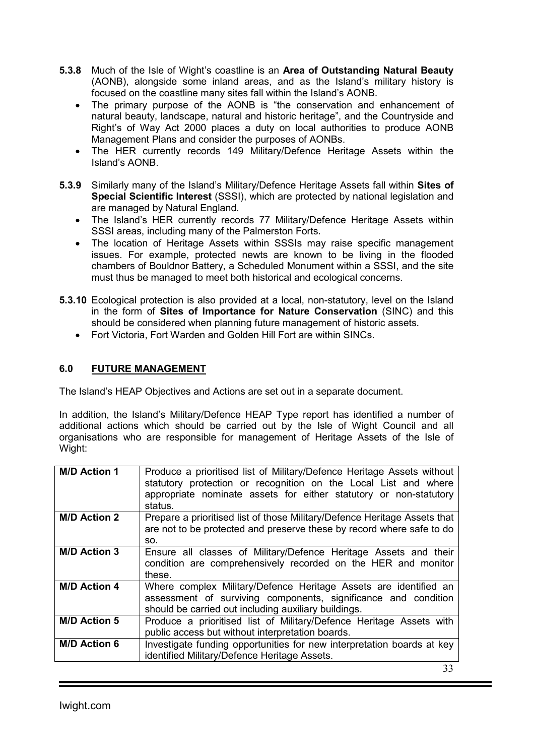**5.3.8** Much of the Isle of Wight's coastline is an **Area of Outstanding Natural Beauty** (AONB), alongside some inland areas, and as the Island's military history is focused on the coastline many sites fall within the Island's AONB.

- The primary purpose of the AONB is "the conservation and enhancement of natural beauty, landscape, natural and historic heritage", and the Countryside and Right's of Way Act 2000 places a duty on local authorities to produce AONB Management Plans and consider the purposes of AONBs.
- The HER currently records 149 Military/Defence Heritage Assets within the Island's AONB.

**5.3.9** Similarly many of the Island's Military/Defence Heritage Assets fall within **Sites of Special Scientific Interest** (SSSI), which are protected by national legislation and are managed by Natural England.

- The Island's HER currently records 77 Military/Defence Heritage Assets within SSSI areas, including many of the Palmerston Forts.
- The location of Heritage Assets within SSSIs may raise specific management issues. For example, protected newts are known to be living in the flooded chambers of Bouldnor Battery, a Scheduled Monument within a SSSI, and the site must thus be managed to meet both historical and ecological concerns.

**5.3.10** Ecological protection is also provided at a local, non-statutory, level on the Island in the form of **Sites of Importance for Nature Conservation** (SINC) and this should be considered when planning future management of historic assets.

- Fort Victoria, Fort Warden and Golden Hill Fort are within SINCs.

## 6.0 FUTURE MANAGEMENT

The Island's HEAP Objectives and Actions are set out in a separate document.

In addition, the Island's Military/Defence HEAP Type report has identified a number of additional actions which should be carried out by the Isle of Wight Council and all organisations who are responsible for management of Heritage Assets of the Isle of Wight:

| | |
|---|---|
| **M/D Action 1** | Produce a prioritised list of Military/Defence Heritage Assets without statutory protection or recognition on the Local List and where appropriate nominate assets for either statutory or non-statutory status. |
| **M/D Action 2** | Prepare a prioritised list of those Military/Defence Heritage Assets that are not to be protected and preserve these by record where safe to do so. |
| **M/D Action 3** | Ensure all classes of Military/Defence Heritage Assets and their condition are comprehensively recorded on the HER and monitor these. |
| **M/D Action 4** | Where complex Military/Defence Heritage Assets are identified an assessment of surviving components, significance and condition should be carried out including auxiliary buildings. |
| **M/D Action 5** | Produce a prioritised list of Military/Defence Heritage Assets with public access but without interpretation boards. |
| **M/D Action 6** | Investigate funding opportunities for new interpretation boards at key identified Military/Defence Heritage Assets. |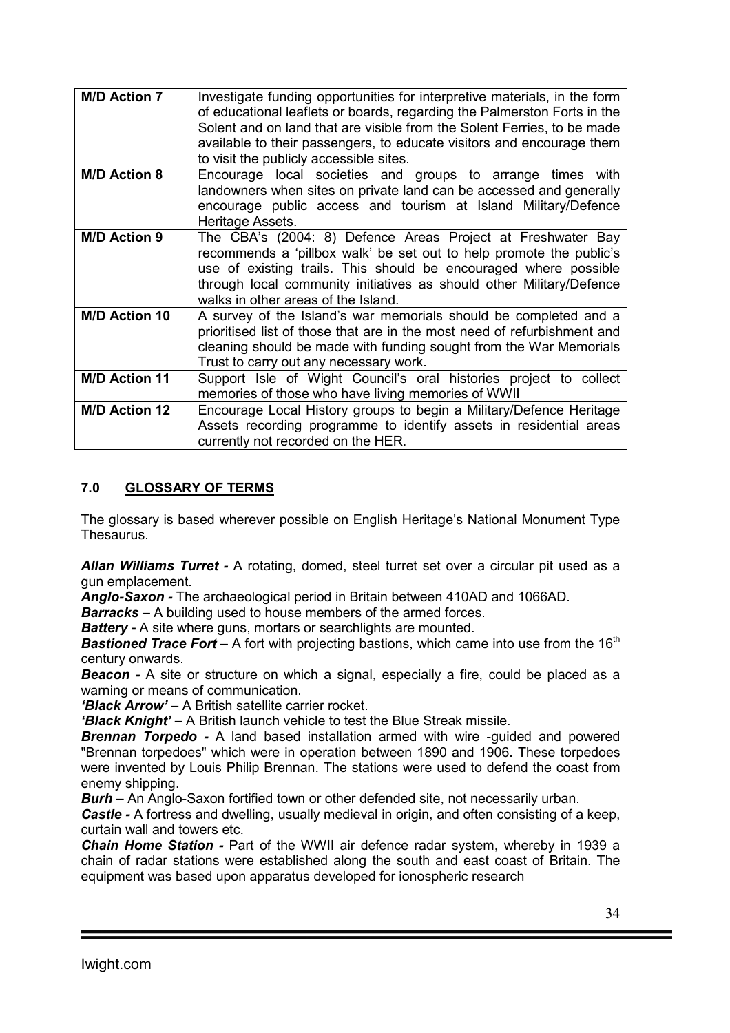| | |
|---|---|
| **M/D Action 7** | Investigate funding opportunities for interpretive materials, in the form of educational leaflets or boards, regarding the Palmerston Forts in the Solent and on land that are visible from the Solent Ferries, to be made available to their passengers, to educate visitors and encourage them to visit the publicly accessible sites. |
| **M/D Action 8** | Encourage local societies and groups to arrange times with landowners when sites on private land can be accessed and generally encourage public access and tourism at Island Military/Defence Heritage Assets. |
| **M/D Action 9** | The CBA's (2004: 8) Defence Areas Project at Freshwater Bay recommends a 'pillbox walk' be set out to help promote the public's use of existing trails. This should be encouraged where possible through local community initiatives as should other Military/Defence walks in other areas of the Island. |
| **M/D Action 10** | A survey of the Island's war memorials should be completed and a prioritised list of those that are in the most need of refurbishment and cleaning should be made with funding sought from the War Memorials Trust to carry out any necessary work. |
| **M/D Action 11** | Support Isle of Wight Council's oral histories project to collect memories of those who have living memories of WWII |
| **M/D Action 12** | Encourage Local History groups to begin a Military/Defence Heritage Assets recording programme to identify assets in residential areas currently not recorded on the HER. |

## 7.0 GLOSSARY OF TERMS

The glossary is based wherever possible on English Heritage's National Monument Type Thesaurus.

***Allan Williams Turret -*** A rotating, domed, steel turret set over a circular pit used as a gun emplacement.

***Anglo-Saxon -*** The archaeological period in Britain between 410AD and 1066AD.

***Barracks –*** A building used to house members of the armed forces.

***Battery -*** A site where guns, mortars or searchlights are mounted.

***Bastioned Trace Fort –*** A fort with projecting bastions, which came into use from the 16th century onwards.

***Beacon -*** A site or structure on which a signal, especially a fire, could be placed as a warning or means of communication.

***'Black Arrow' –*** A British satellite carrier rocket.

***'Black Knight' –*** A British launch vehicle to test the Blue Streak missile.

***Brennan Torpedo -*** A land based installation armed with wire -guided and powered "Brennan torpedoes" which were in operation between 1890 and 1906. These torpedoes were invented by Louis Philip Brennan. The stations were used to defend the coast from enemy shipping.

***Burh –*** An Anglo-Saxon fortified town or other defended site, not necessarily urban.

***Castle -*** A fortress and dwelling, usually medieval in origin, and often consisting of a keep, curtain wall and towers etc.

***Chain Home Station -*** Part of the WWII air defence radar system, whereby in 1939 a chain of radar stations were established along the south and east coast of Britain. The equipment was based upon apparatus developed for ionospheric research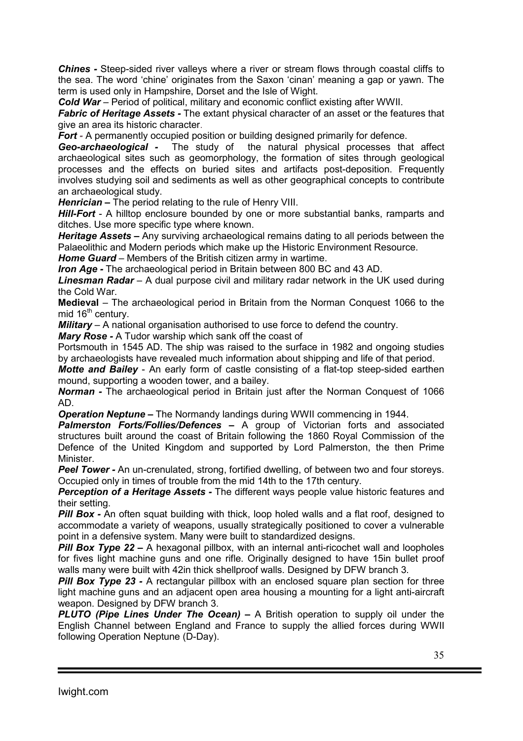***Chines -*** Steep-sided river valleys where a river or stream flows through coastal cliffs to the sea. The word 'chine' originates from the Saxon 'cinan' meaning a gap or yawn. The term is used only in Hampshire, Dorset and the Isle of Wight.

***Cold War*** – Period of political, military and economic conflict existing after WWII.

***Fabric of Heritage Assets -*** The extant physical character of an asset or the features that give an area its historic character.

***Fort*** - A permanently occupied position or building designed primarily for defence.

***Geo-archaeological -*** The study of the natural physical processes that affect archaeological sites such as geomorphology, the formation of sites through geological processes and the effects on buried sites and artifacts post-deposition. Frequently involves studying soil and sediments as well as other geographical concepts to contribute an archaeological study.

***Henrician –*** The period relating to the rule of Henry VIII.

***Hill-Fort*** - A hilltop enclosure bounded by one or more substantial banks, ramparts and ditches. Use more specific type where known.

***Heritage Assets –*** Any surviving archaeological remains dating to all periods between the Palaeolithic and Modern periods which make up the Historic Environment Resource.

***Home Guard*** – Members of the British citizen army in wartime.

***Iron Age -*** The archaeological period in Britain between 800 BC and 43 AD.

***Linesman Radar*** – A dual purpose civil and military radar network in the UK used during the Cold War.

**Medieval** – The archaeological period in Britain from the Norman Conquest 1066 to the mid 16th century.

***Military*** – A national organisation authorised to use force to defend the country.

***Mary Rose -*** A Tudor warship which sank off the coast of Portsmouth in 1545 AD. The ship was raised to the surface in 1982 and ongoing studies by archaeologists have revealed much information about shipping and life of that period.

***Motte and Bailey*** - An early form of castle consisting of a flat-top steep-sided earthen mound, supporting a wooden tower, and a bailey.

***Norman -*** The archaeological period in Britain just after the Norman Conquest of 1066 AD.

***Operation Neptune –*** The Normandy landings during WWII commencing in 1944.

***Palmerston Forts/Follies/Defences –*** A group of Victorian forts and associated structures built around the coast of Britain following the 1860 Royal Commission of the Defence of the United Kingdom and supported by Lord Palmerston, the then Prime Minister.

***Peel Tower -*** An un-crenulated, strong, fortified dwelling, of between two and four storeys. Occupied only in times of trouble from the mid 14th to the 17th century.

***Perception of a Heritage Assets -*** The different ways people value historic features and their setting.

***Pill Box -*** An often squat building with thick, loop holed walls and a flat roof, designed to accommodate a variety of weapons, usually strategically positioned to cover a vulnerable point in a defensive system. Many were built to standardized designs.

***Pill Box Type 22 –*** A hexagonal pillbox, with an internal anti-ricochet wall and loopholes for fives light machine guns and one rifle. Originally designed to have 15in bullet proof walls many were built with 42in thick shellproof walls. Designed by DFW branch 3.

***Pill Box Type 23 -*** A rectangular pillbox with an enclosed square plan section for three light machine guns and an adjacent open area housing a mounting for a light anti-aircraft weapon. Designed by DFW branch 3.

***PLUTO (Pipe Lines Under The Ocean) –*** A British operation to supply oil under the English Channel between England and France to supply the allied forces during WWII following Operation Neptune (D-Day).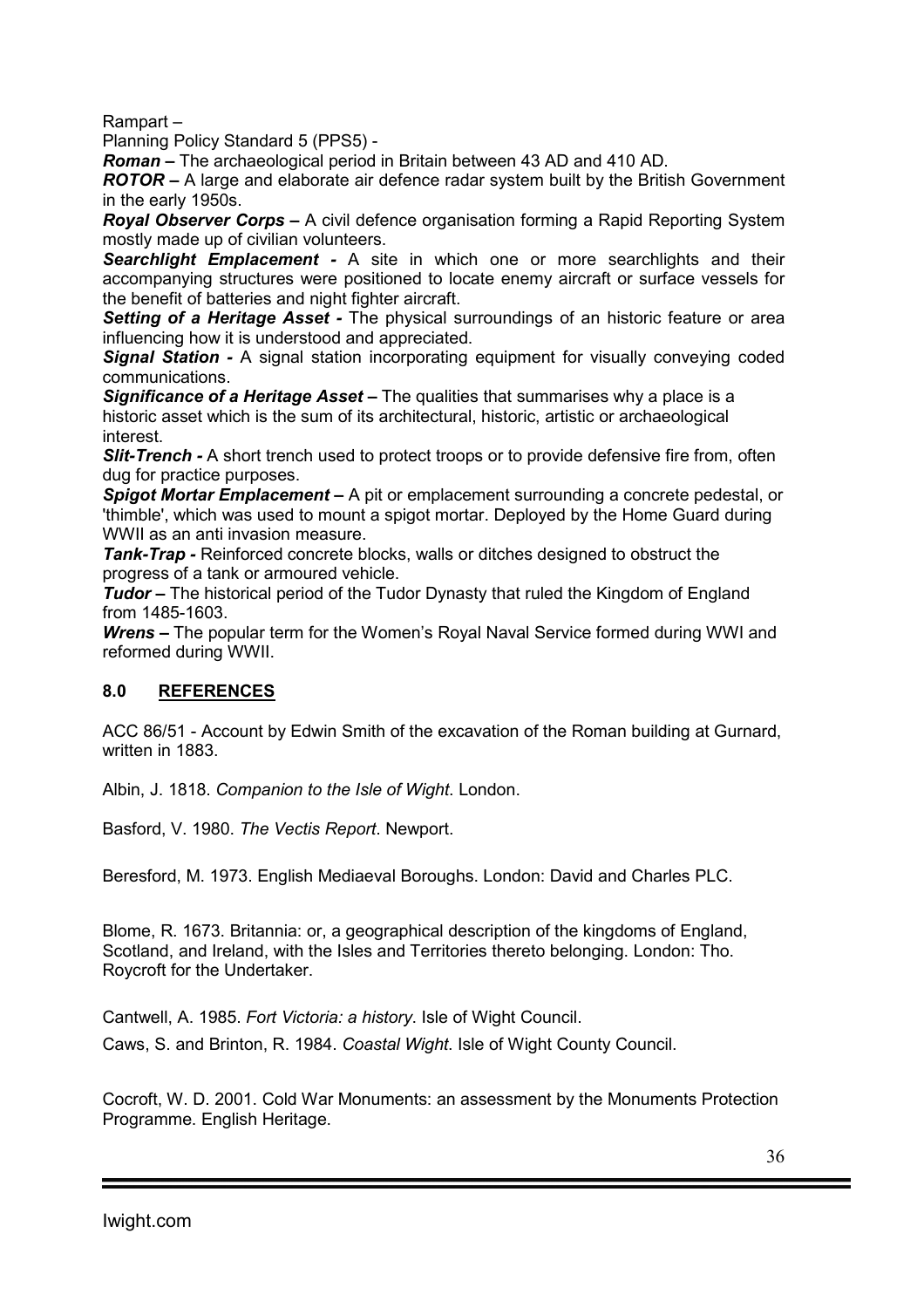Rampart –

Planning Policy Standard 5 (PPS5) -

***Roman –*** The archaeological period in Britain between 43 AD and 410 AD.

***ROTOR –*** A large and elaborate air defence radar system built by the British Government in the early 1950s.

***Royal Observer Corps –*** A civil defence organisation forming a Rapid Reporting System mostly made up of civilian volunteers.

***Searchlight Emplacement -*** A site in which one or more searchlights and their accompanying structures were positioned to locate enemy aircraft or surface vessels for the benefit of batteries and night fighter aircraft.

***Setting of a Heritage Asset -*** The physical surroundings of an historic feature or area influencing how it is understood and appreciated.

***Signal Station -*** A signal station incorporating equipment for visually conveying coded communications.

***Significance of a Heritage Asset –*** The qualities that summarises why a place is a historic asset which is the sum of its architectural, historic, artistic or archaeological interest.

***Slit-Trench -*** A short trench used to protect troops or to provide defensive fire from, often dug for practice purposes.

***Spigot Mortar Emplacement –*** A pit or emplacement surrounding a concrete pedestal, or 'thimble', which was used to mount a spigot mortar. Deployed by the Home Guard during WWII as an anti invasion measure.

***Tank-Trap -*** Reinforced concrete blocks, walls or ditches designed to obstruct the progress of a tank or armoured vehicle.

***Tudor –*** The historical period of the Tudor Dynasty that ruled the Kingdom of England from 1485-1603.

***Wrens –*** The popular term for the Women's Royal Naval Service formed during WWI and reformed during WWII.

## 8.0 REFERENCES

ACC 86/51 - Account by Edwin Smith of the excavation of the Roman building at Gurnard, written in 1883.

Albin, J. 1818. *Companion to the Isle of Wight*. London.

Basford, V. 1980. *The Vectis Report*. Newport.

Beresford, M. 1973. English Mediaeval Boroughs. London: David and Charles PLC.

Blome, R. 1673. Britannia: or, a geographical description of the kingdoms of England, Scotland, and Ireland, with the Isles and Territories thereto belonging. London: Tho. Roycroft for the Undertaker.

Cantwell, A. 1985. *Fort Victoria: a history*. Isle of Wight Council.

Caws, S. and Brinton, R. 1984. *Coastal Wight*. Isle of Wight County Council.

Cocroft, W. D. 2001. Cold War Monuments: an assessment by the Monuments Protection Programme. English Heritage.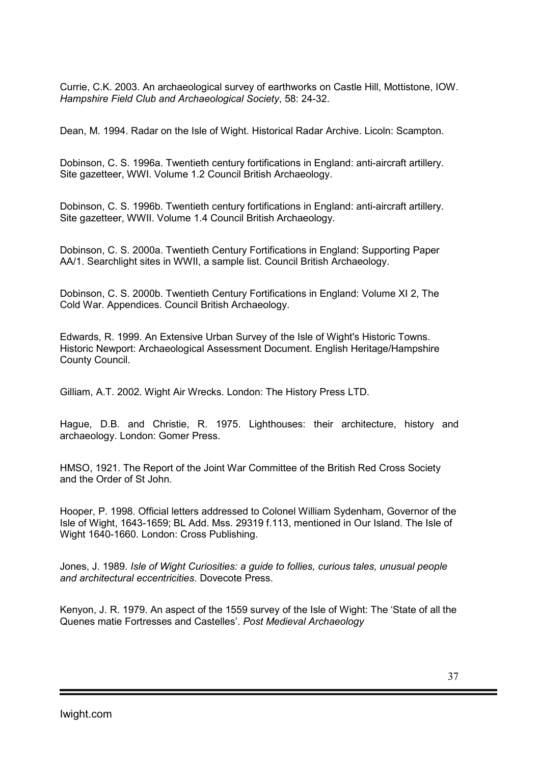Currie, C.K. 2003. An archaeological survey of earthworks on Castle Hill, Mottistone, IOW. *Hampshire Field Club and Archaeological Society*, 58: 24-32.

Dean, M. 1994. Radar on the Isle of Wight. Historical Radar Archive. Licoln: Scampton.

Dobinson, C. S. 1996a. Twentieth century fortifications in England: anti-aircraft artillery. Site gazetteer, WWI. Volume 1.2 Council British Archaeology.

Dobinson, C. S. 1996b. Twentieth century fortifications in England: anti-aircraft artillery. Site gazetteer, WWII. Volume 1.4 Council British Archaeology.

Dobinson, C. S. 2000a. Twentieth Century Fortifications in England: Supporting Paper AA/1. Searchlight sites in WWII, a sample list. Council British Archaeology.

Dobinson, C. S. 2000b. Twentieth Century Fortifications in England: Volume XI 2, The Cold War. Appendices. Council British Archaeology.

Edwards, R. 1999. An Extensive Urban Survey of the Isle of Wight's Historic Towns. Historic Newport: Archaeological Assessment Document. English Heritage/Hampshire County Council.

Gilliam, A.T. 2002. Wight Air Wrecks. London: The History Press LTD.

Hague, D.B. and Christie, R. 1975. Lighthouses: their architecture, history and archaeology. London: Gomer Press.

HMSO, 1921. The Report of the Joint War Committee of the British Red Cross Society and the Order of St John.

Hooper, P. 1998. Official letters addressed to Colonel William Sydenham, Governor of the Isle of Wight, 1643-1659; BL Add. Mss. 29319 f.113, mentioned in Our Island. The Isle of Wight 1640-1660. London: Cross Publishing.

Jones, J. 1989. *Isle of Wight Curiosities: a guide to follies, curious tales, unusual people and architectural eccentricities*. Dovecote Press.

Kenyon, J. R. 1979. An aspect of the 1559 survey of the Isle of Wight: The 'State of all the Quenes matie Fortresses and Castelles'. *Post Medieval Archaeology*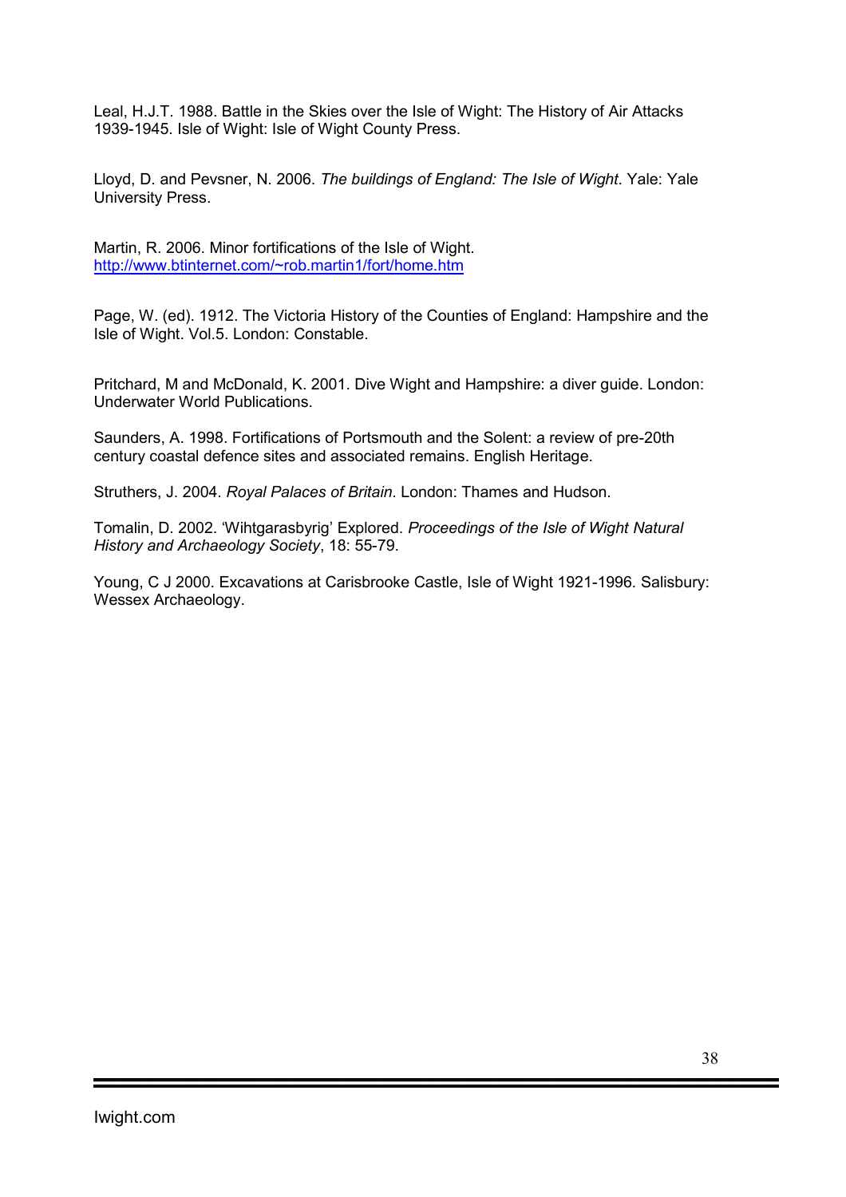Leal, H.J.T. 1988. Battle in the Skies over the Isle of Wight: The History of Air Attacks 1939-1945. Isle of Wight: Isle of Wight County Press.

Lloyd, D. and Pevsner, N. 2006. *The buildings of England: The Isle of Wight*. Yale: Yale University Press.

Martin, R. 2006. Minor fortifications of the Isle of Wight. http://www.btinternet.com/~rob.martin1/fort/home.htm

Page, W. (ed). 1912. The Victoria History of the Counties of England: Hampshire and the Isle of Wight. Vol.5. London: Constable.

Pritchard, M and McDonald, K. 2001. Dive Wight and Hampshire: a diver guide. London: Underwater World Publications.

Saunders, A. 1998. Fortifications of Portsmouth and the Solent: a review of pre-20th century coastal defence sites and associated remains. English Heritage.

Struthers, J. 2004. *Royal Palaces of Britain*. London: Thames and Hudson.

Tomalin, D. 2002. 'Wihtgarasbyrig' Explored. *Proceedings of the Isle of Wight Natural History and Archaeology Society*, 18: 55-79.

Young, C J 2000. Excavations at Carisbrooke Castle, Isle of Wight 1921-1996. Salisbury: Wessex Archaeology.